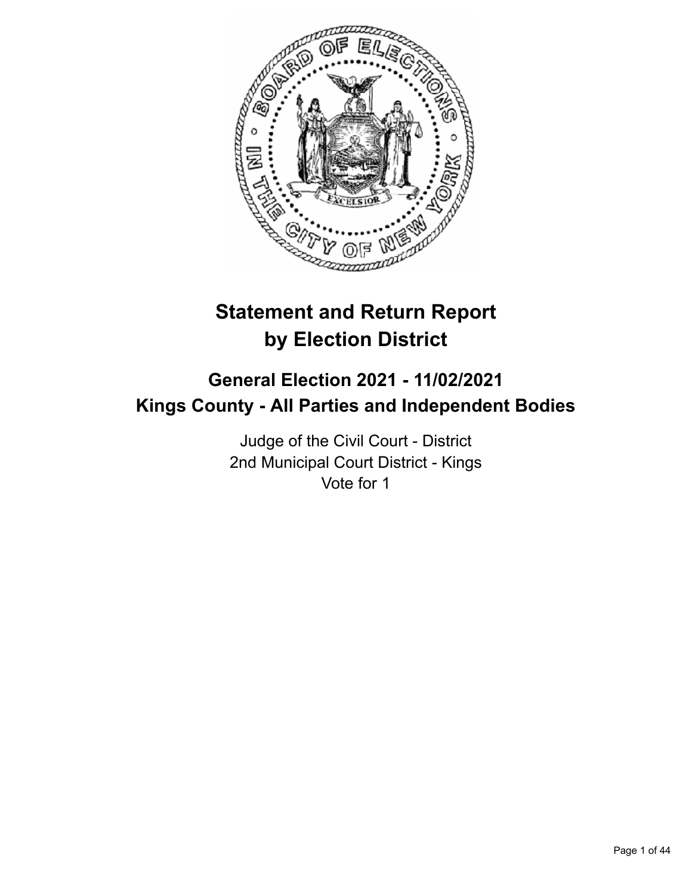# Statement and Return Report by Election District

## General Election 2021 - 11/02/2021
## Kings County - All Parties and Independent Bodies

Judge of the Civil Court - District
2nd Municipal Court District - Kings
Vote for 1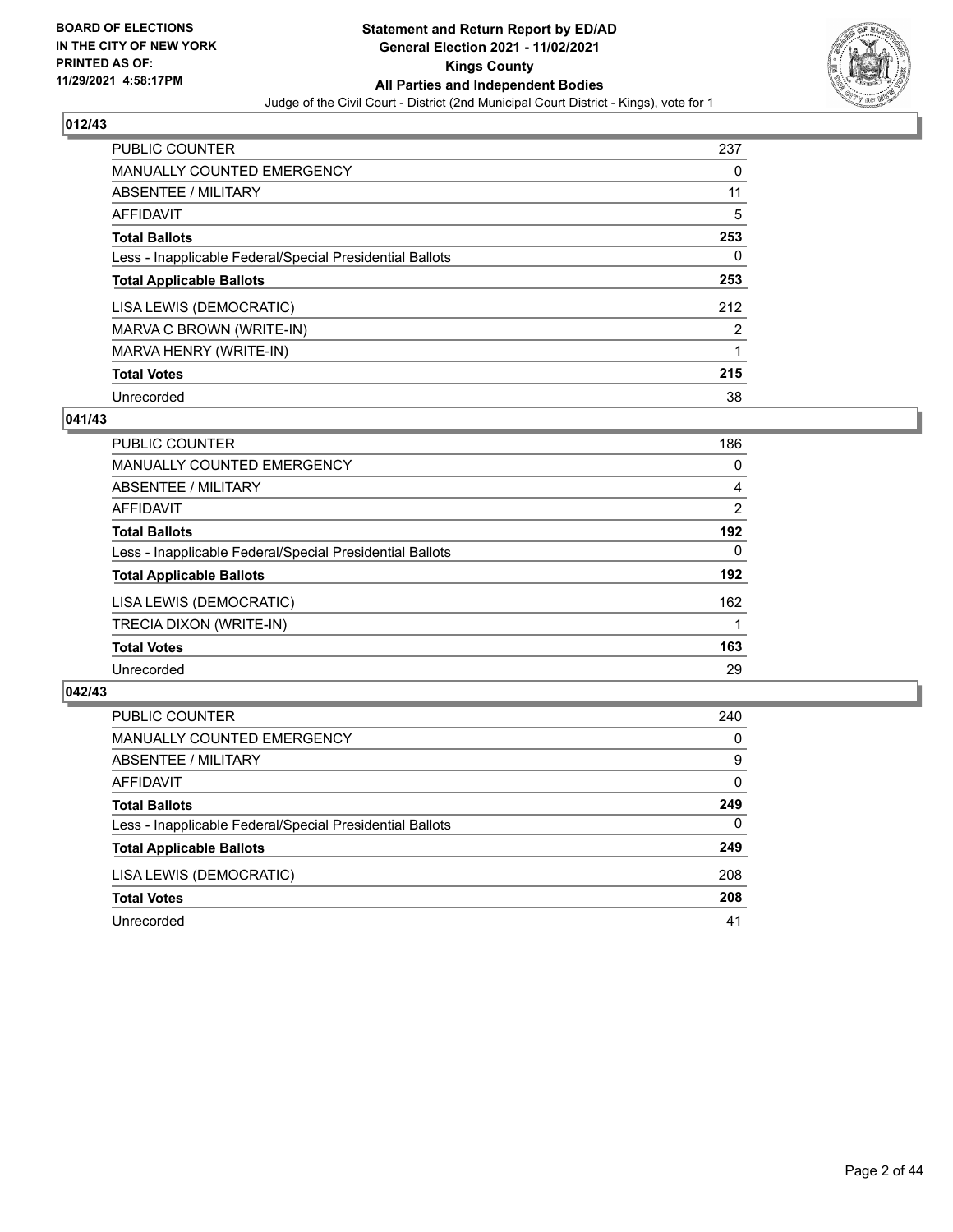## 012/43

| | |
|---|---|
| PUBLIC COUNTER | 237 |
| MANUALLY COUNTED EMERGENCY | 0 |
| ABSENTEE / MILITARY | 11 |
| AFFIDAVIT | 5 |
| **Total Ballots** | **253** |
| Less - Inapplicable Federal/Special Presidential Ballots | 0 |
| **Total Applicable Ballots** | **253** |
| LISA LEWIS (DEMOCRATIC) | 212 |
| MARVA C BROWN (WRITE-IN) | 2 |
| MARVA HENRY (WRITE-IN) | 1 |
| **Total Votes** | **215** |
| Unrecorded | 38 |

## 041/43

| | |
|---|---|
| PUBLIC COUNTER | 186 |
| MANUALLY COUNTED EMERGENCY | 0 |
| ABSENTEE / MILITARY | 4 |
| AFFIDAVIT | 2 |
| **Total Ballots** | **192** |
| Less - Inapplicable Federal/Special Presidential Ballots | 0 |
| **Total Applicable Ballots** | **192** |
| LISA LEWIS (DEMOCRATIC) | 162 |
| TRECIA DIXON (WRITE-IN) | 1 |
| **Total Votes** | **163** |
| Unrecorded | 29 |

## 042/43

| | |
|---|---|
| PUBLIC COUNTER | 240 |
| MANUALLY COUNTED EMERGENCY | 0 |
| ABSENTEE / MILITARY | 9 |
| AFFIDAVIT | 0 |
| **Total Ballots** | **249** |
| Less - Inapplicable Federal/Special Presidential Ballots | 0 |
| **Total Applicable Ballots** | **249** |
| LISA LEWIS (DEMOCRATIC) | 208 |
| **Total Votes** | **208** |
| Unrecorded | 41 |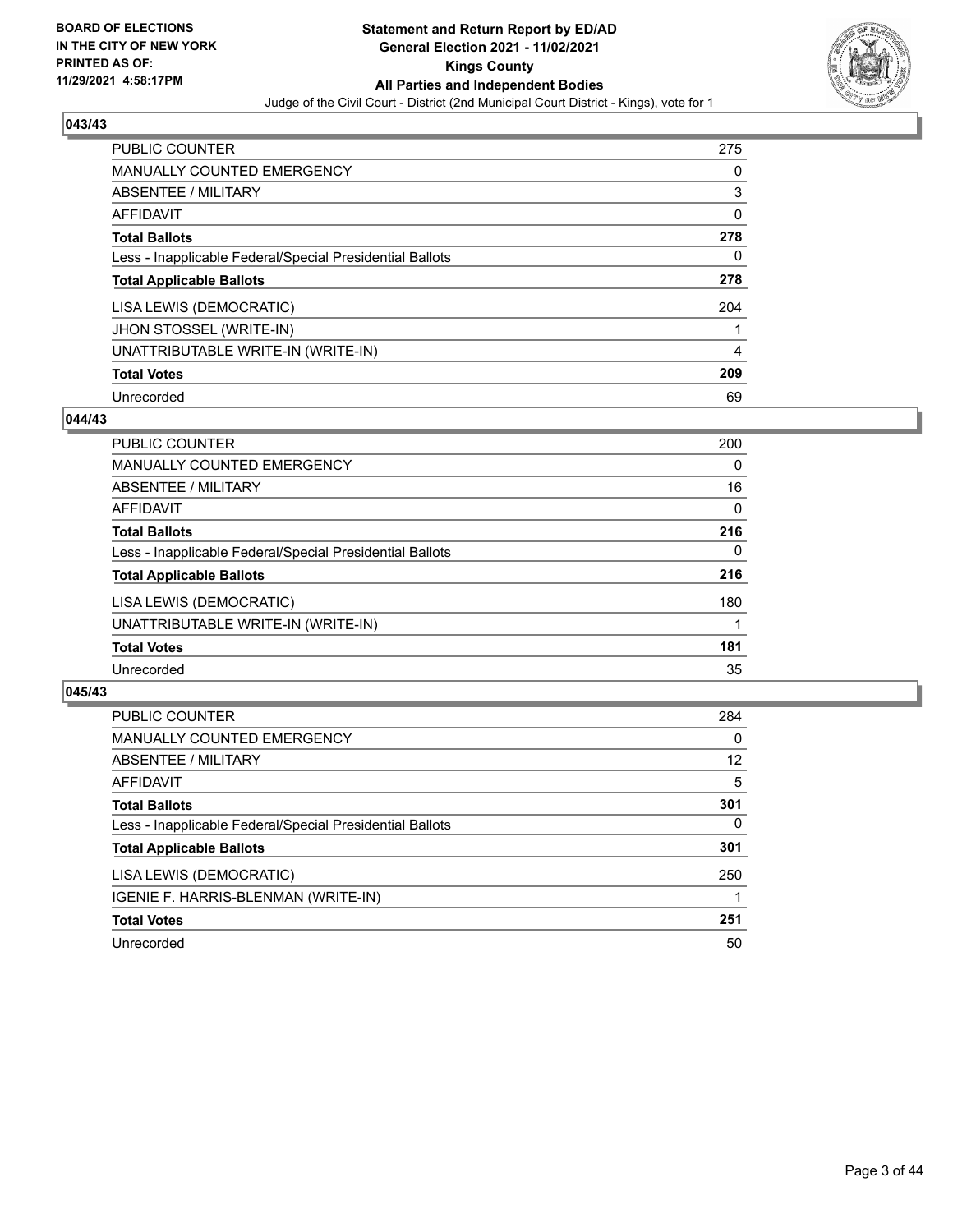**BOARD OF ELECTIONS IN THE CITY OF NEW YORK PRINTED AS OF: 11/29/2021 4:58:17PM**

**Statement and Return Report by ED/AD General Election 2021 - 11/02/2021 Kings County All Parties and Independent Bodies**

Judge of the Civil Court - District (2nd Municipal Court District - Kings), vote for 1

### 043/43

| | |
|---|---|
| PUBLIC COUNTER | 275 |
| MANUALLY COUNTED EMERGENCY | 0 |
| ABSENTEE / MILITARY | 3 |
| AFFIDAVIT | 0 |
| **Total Ballots** | **278** |
| Less - Inapplicable Federal/Special Presidential Ballots | 0 |
| **Total Applicable Ballots** | **278** |
| LISA LEWIS (DEMOCRATIC) | 204 |
| JHON STOSSEL (WRITE-IN) | 1 |
| UNATTRIBUTABLE WRITE-IN (WRITE-IN) | 4 |
| **Total Votes** | **209** |
| Unrecorded | 69 |

### 044/43

| | |
|---|---|
| PUBLIC COUNTER | 200 |
| MANUALLY COUNTED EMERGENCY | 0 |
| ABSENTEE / MILITARY | 16 |
| AFFIDAVIT | 0 |
| **Total Ballots** | **216** |
| Less - Inapplicable Federal/Special Presidential Ballots | 0 |
| **Total Applicable Ballots** | **216** |
| LISA LEWIS (DEMOCRATIC) | 180 |
| UNATTRIBUTABLE WRITE-IN (WRITE-IN) | 1 |
| **Total Votes** | **181** |
| Unrecorded | 35 |

### 045/43

| | |
|---|---|
| PUBLIC COUNTER | 284 |
| MANUALLY COUNTED EMERGENCY | 0 |
| ABSENTEE / MILITARY | 12 |
| AFFIDAVIT | 5 |
| **Total Ballots** | **301** |
| Less - Inapplicable Federal/Special Presidential Ballots | 0 |
| **Total Applicable Ballots** | **301** |
| LISA LEWIS (DEMOCRATIC) | 250 |
| IGENIE F. HARRIS-BLENMAN (WRITE-IN) | 1 |
| **Total Votes** | **251** |
| Unrecorded | 50 |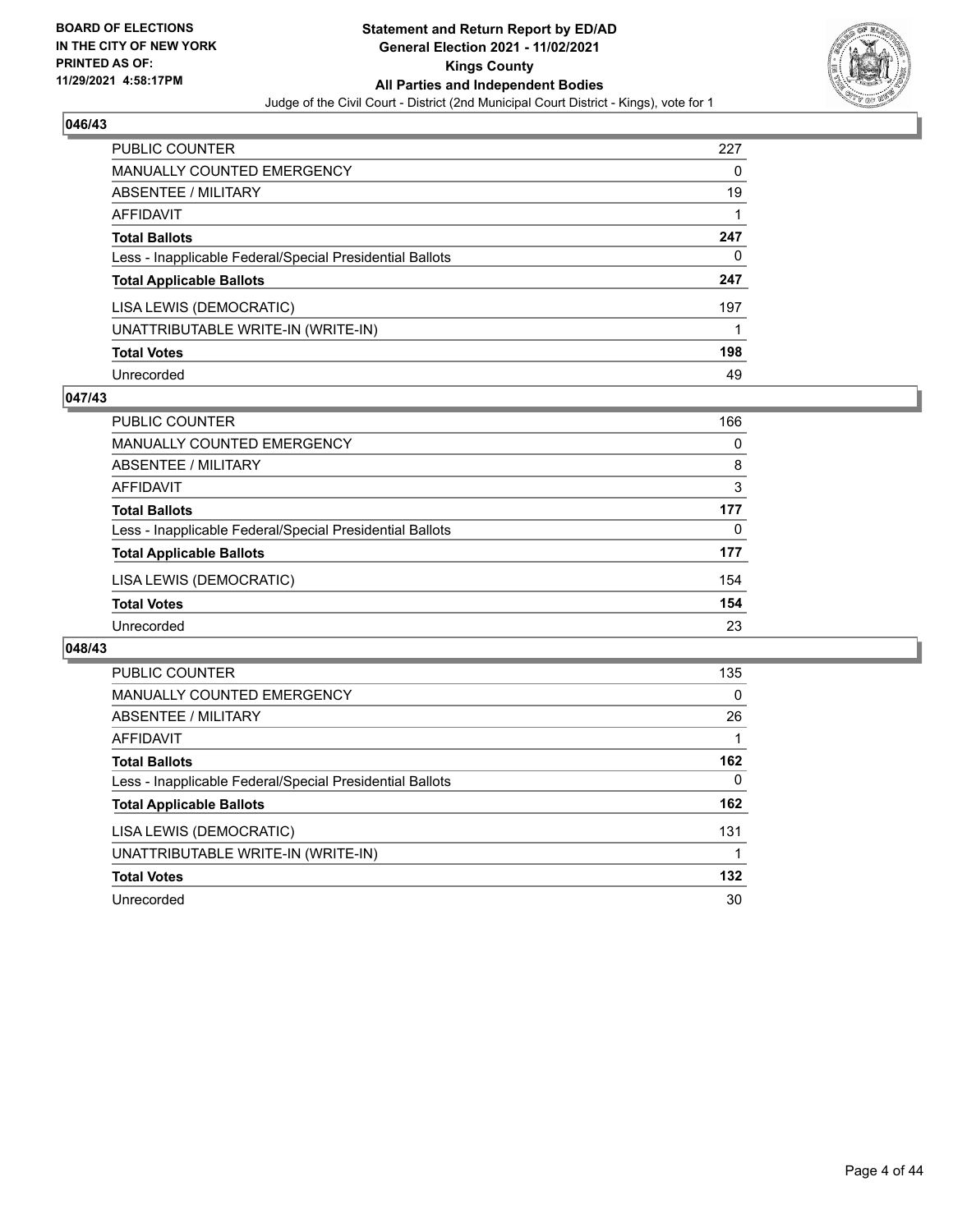## 046/43

| | |
|---|---|
| PUBLIC COUNTER | 227 |
| MANUALLY COUNTED EMERGENCY | 0 |
| ABSENTEE / MILITARY | 19 |
| AFFIDAVIT | 1 |
| **Total Ballots** | **247** |
| Less - Inapplicable Federal/Special Presidential Ballots | 0 |
| **Total Applicable Ballots** | **247** |
| LISA LEWIS (DEMOCRATIC) | 197 |
| UNATTRIBUTABLE WRITE-IN (WRITE-IN) | 1 |
| **Total Votes** | **198** |
| Unrecorded | 49 |

## 047/43

| | |
|---|---|
| PUBLIC COUNTER | 166 |
| MANUALLY COUNTED EMERGENCY | 0 |
| ABSENTEE / MILITARY | 8 |
| AFFIDAVIT | 3 |
| **Total Ballots** | **177** |
| Less - Inapplicable Federal/Special Presidential Ballots | 0 |
| **Total Applicable Ballots** | **177** |
| LISA LEWIS (DEMOCRATIC) | 154 |
| **Total Votes** | **154** |
| Unrecorded | 23 |

## 048/43

| | |
|---|---|
| PUBLIC COUNTER | 135 |
| MANUALLY COUNTED EMERGENCY | 0 |
| ABSENTEE / MILITARY | 26 |
| AFFIDAVIT | 1 |
| **Total Ballots** | **162** |
| Less - Inapplicable Federal/Special Presidential Ballots | 0 |
| **Total Applicable Ballots** | **162** |
| LISA LEWIS (DEMOCRATIC) | 131 |
| UNATTRIBUTABLE WRITE-IN (WRITE-IN) | 1 |
| **Total Votes** | **132** |
| Unrecorded | 30 |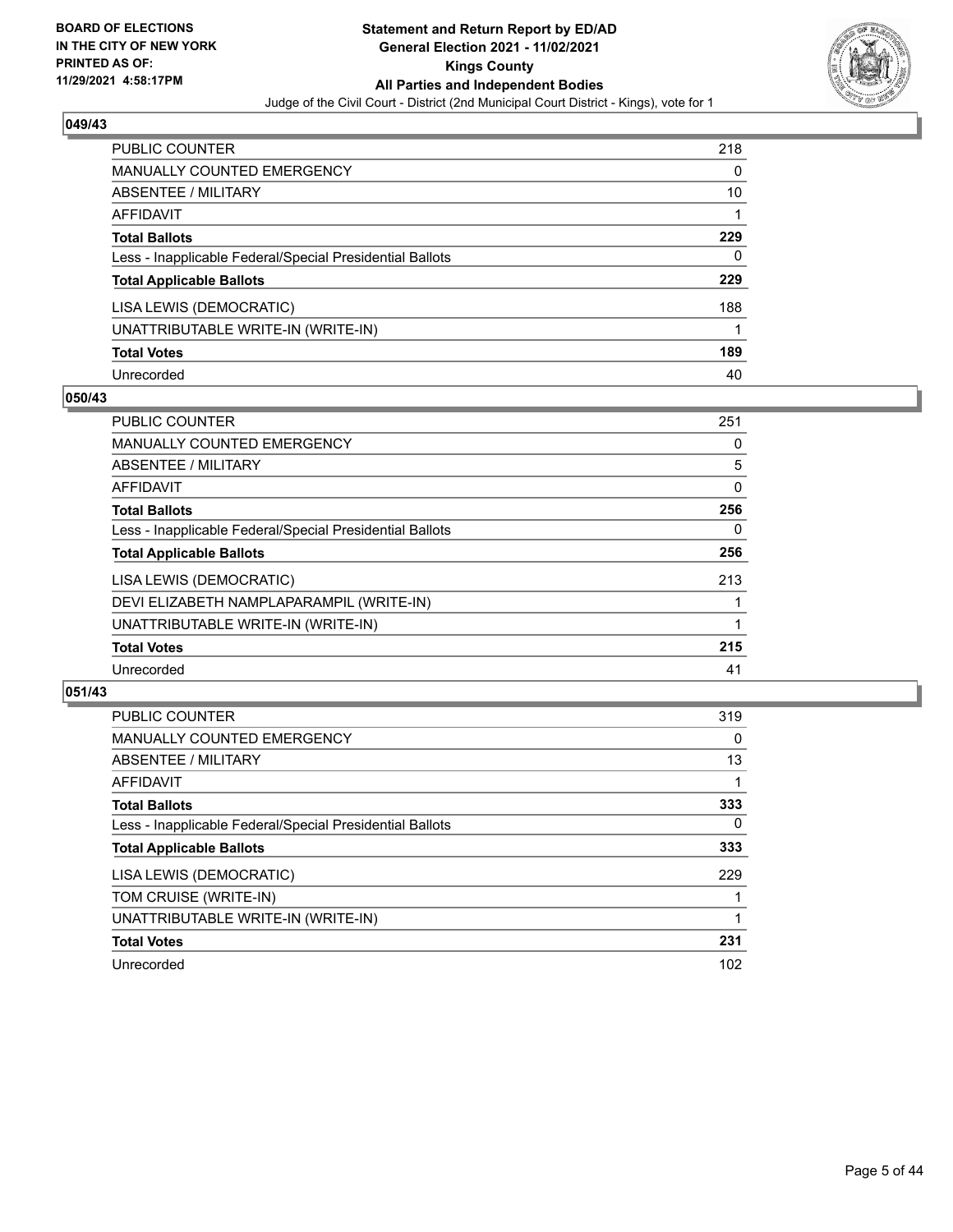## 049/43

| | |
|---|---|
| PUBLIC COUNTER | 218 |
| MANUALLY COUNTED EMERGENCY | 0 |
| ABSENTEE / MILITARY | 10 |
| AFFIDAVIT | 1 |
| **Total Ballots** | **229** |
| Less - Inapplicable Federal/Special Presidential Ballots | 0 |
| **Total Applicable Ballots** | **229** |
| LISA LEWIS (DEMOCRATIC) | 188 |
| UNATTRIBUTABLE WRITE-IN (WRITE-IN) | 1 |
| **Total Votes** | **189** |
| Unrecorded | 40 |

## 050/43

| | |
|---|---|
| PUBLIC COUNTER | 251 |
| MANUALLY COUNTED EMERGENCY | 0 |
| ABSENTEE / MILITARY | 5 |
| AFFIDAVIT | 0 |
| **Total Ballots** | **256** |
| Less - Inapplicable Federal/Special Presidential Ballots | 0 |
| **Total Applicable Ballots** | **256** |
| LISA LEWIS (DEMOCRATIC) | 213 |
| DEVI ELIZABETH NAMPLAPARAMPIL (WRITE-IN) | 1 |
| UNATTRIBUTABLE WRITE-IN (WRITE-IN) | 1 |
| **Total Votes** | **215** |
| Unrecorded | 41 |

## 051/43

| | |
|---|---|
| PUBLIC COUNTER | 319 |
| MANUALLY COUNTED EMERGENCY | 0 |
| ABSENTEE / MILITARY | 13 |
| AFFIDAVIT | 1 |
| **Total Ballots** | **333** |
| Less - Inapplicable Federal/Special Presidential Ballots | 0 |
| **Total Applicable Ballots** | **333** |
| LISA LEWIS (DEMOCRATIC) | 229 |
| TOM CRUISE (WRITE-IN) | 1 |
| UNATTRIBUTABLE WRITE-IN (WRITE-IN) | 1 |
| **Total Votes** | **231** |
| Unrecorded | 102 |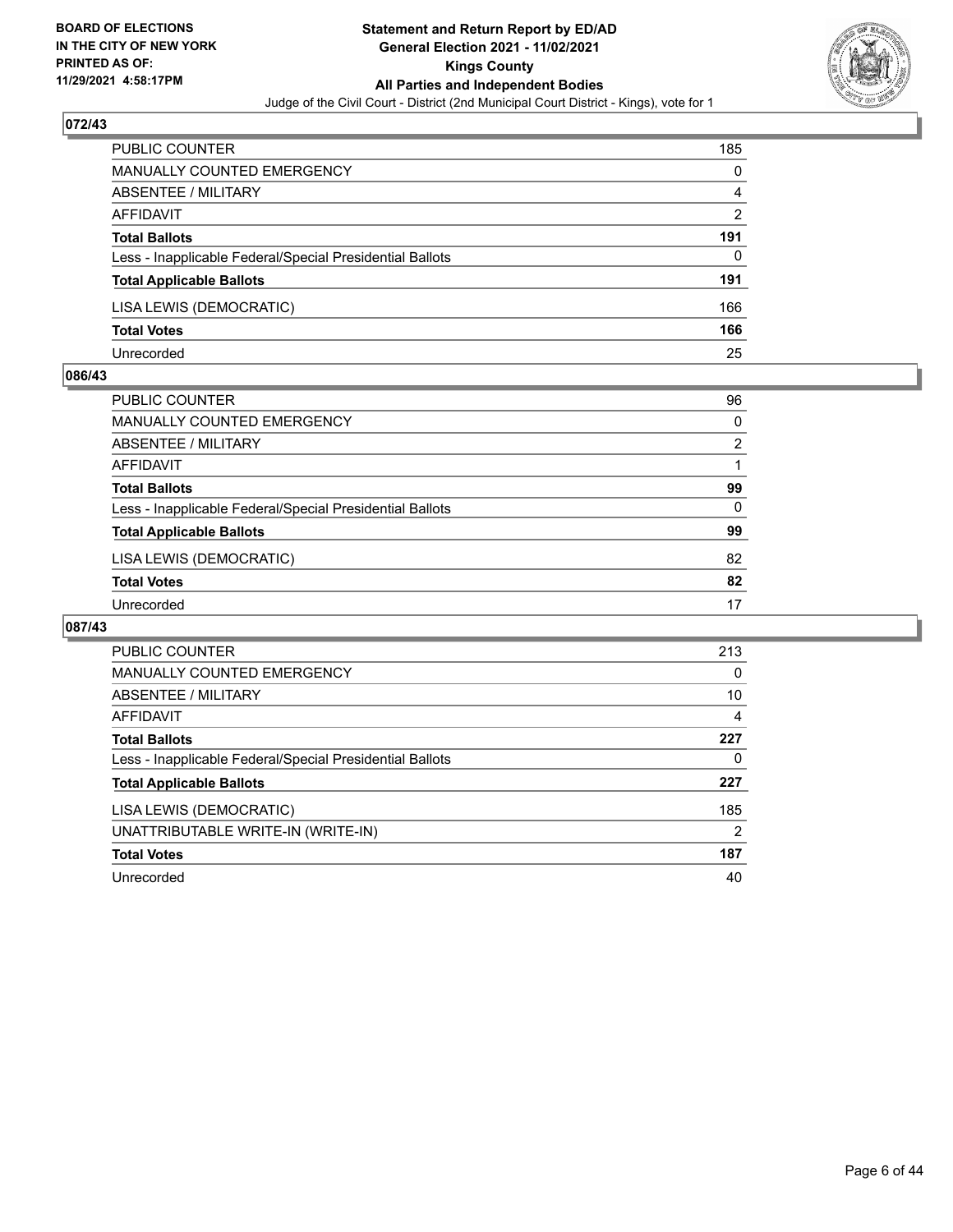**BOARD OF ELECTIONS IN THE CITY OF NEW YORK PRINTED AS OF: 11/29/2021 4:58:17PM**

**Statement and Return Report by ED/AD General Election 2021 - 11/02/2021 Kings County All Parties and Independent Bodies**

Judge of the Civil Court - District (2nd Municipal Court District - Kings), vote for 1

## 072/43

| | |
|---|---|
| PUBLIC COUNTER | 185 |
| MANUALLY COUNTED EMERGENCY | 0 |
| ABSENTEE / MILITARY | 4 |
| AFFIDAVIT | 2 |
| **Total Ballots** | **191** |
| Less - Inapplicable Federal/Special Presidential Ballots | 0 |
| **Total Applicable Ballots** | **191** |
| LISA LEWIS (DEMOCRATIC) | 166 |
| **Total Votes** | **166** |
| Unrecorded | 25 |

## 086/43

| | |
|---|---|
| PUBLIC COUNTER | 96 |
| MANUALLY COUNTED EMERGENCY | 0 |
| ABSENTEE / MILITARY | 2 |
| AFFIDAVIT | 1 |
| **Total Ballots** | **99** |
| Less - Inapplicable Federal/Special Presidential Ballots | 0 |
| **Total Applicable Ballots** | **99** |
| LISA LEWIS (DEMOCRATIC) | 82 |
| **Total Votes** | **82** |
| Unrecorded | 17 |

## 087/43

| | |
|---|---|
| PUBLIC COUNTER | 213 |
| MANUALLY COUNTED EMERGENCY | 0 |
| ABSENTEE / MILITARY | 10 |
| AFFIDAVIT | 4 |
| **Total Ballots** | **227** |
| Less - Inapplicable Federal/Special Presidential Ballots | 0 |
| **Total Applicable Ballots** | **227** |
| LISA LEWIS (DEMOCRATIC) | 185 |
| UNATTRIBUTABLE WRITE-IN (WRITE-IN) | 2 |
| **Total Votes** | **187** |
| Unrecorded | 40 |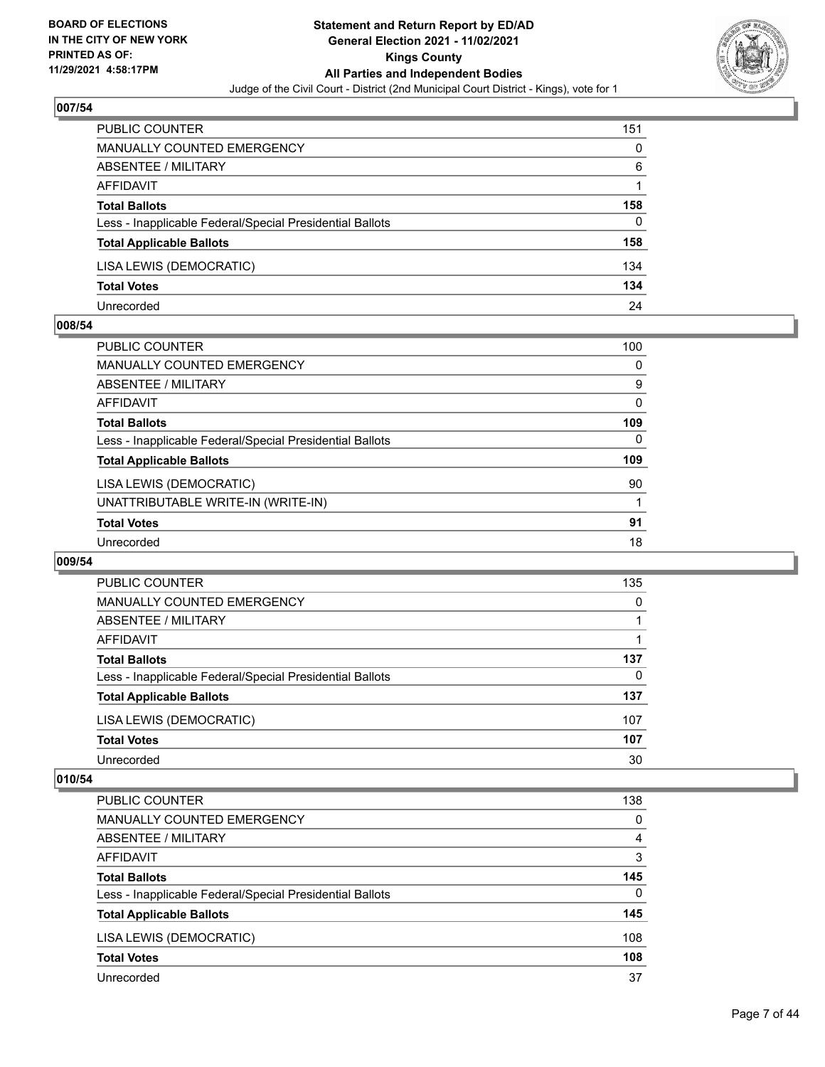## 007/54

| | |
|---|---|
| PUBLIC COUNTER | 151 |
| MANUALLY COUNTED EMERGENCY | 0 |
| ABSENTEE / MILITARY | 6 |
| AFFIDAVIT | 1 |
| **Total Ballots** | **158** |
| Less - Inapplicable Federal/Special Presidential Ballots | 0 |
| **Total Applicable Ballots** | **158** |
| LISA LEWIS (DEMOCRATIC) | 134 |
| **Total Votes** | **134** |
| Unrecorded | 24 |

## 008/54

| | |
|---|---|
| PUBLIC COUNTER | 100 |
| MANUALLY COUNTED EMERGENCY | 0 |
| ABSENTEE / MILITARY | 9 |
| AFFIDAVIT | 0 |
| **Total Ballots** | **109** |
| Less - Inapplicable Federal/Special Presidential Ballots | 0 |
| **Total Applicable Ballots** | **109** |
| LISA LEWIS (DEMOCRATIC) | 90 |
| UNATTRIBUTABLE WRITE-IN (WRITE-IN) | 1 |
| **Total Votes** | **91** |
| Unrecorded | 18 |

## 009/54

| | |
|---|---|
| PUBLIC COUNTER | 135 |
| MANUALLY COUNTED EMERGENCY | 0 |
| ABSENTEE / MILITARY | 1 |
| AFFIDAVIT | 1 |
| **Total Ballots** | **137** |
| Less - Inapplicable Federal/Special Presidential Ballots | 0 |
| **Total Applicable Ballots** | **137** |
| LISA LEWIS (DEMOCRATIC) | 107 |
| **Total Votes** | **107** |
| Unrecorded | 30 |

## 010/54

| | |
|---|---|
| PUBLIC COUNTER | 138 |
| MANUALLY COUNTED EMERGENCY | 0 |
| ABSENTEE / MILITARY | 4 |
| AFFIDAVIT | 3 |
| **Total Ballots** | **145** |
| Less - Inapplicable Federal/Special Presidential Ballots | 0 |
| **Total Applicable Ballots** | **145** |
| LISA LEWIS (DEMOCRATIC) | 108 |
| **Total Votes** | **108** |
| Unrecorded | 37 |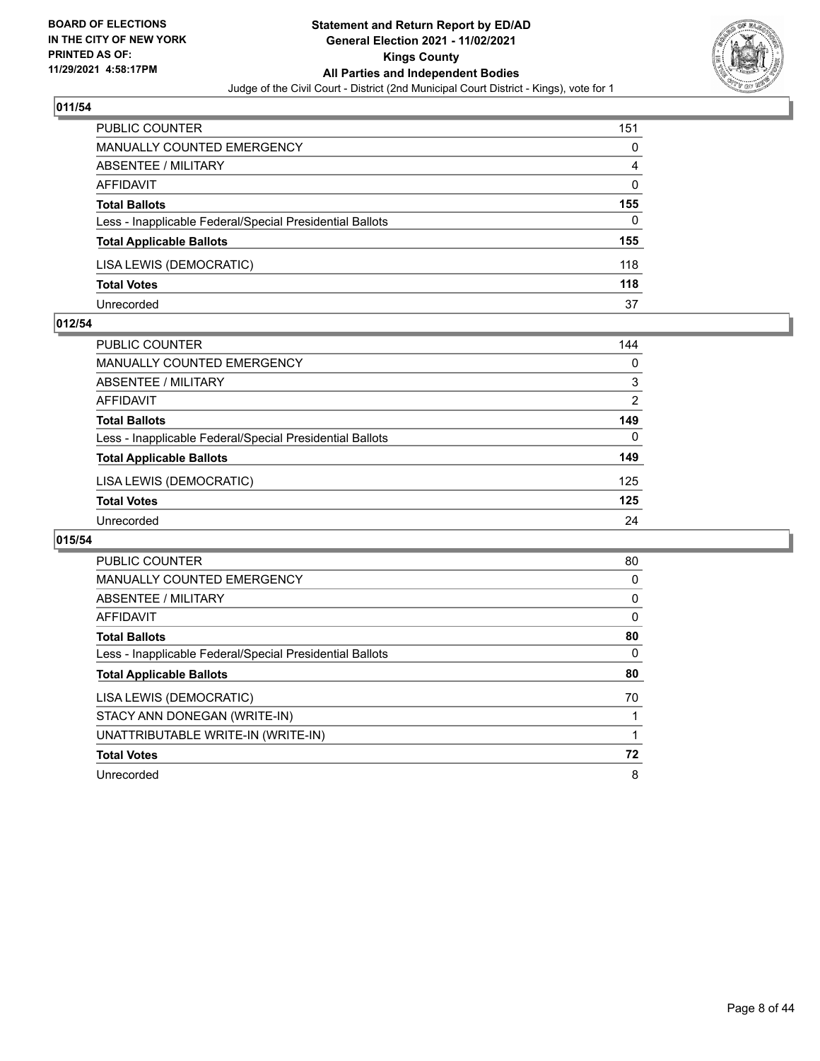**BOARD OF ELECTIONS IN THE CITY OF NEW YORK PRINTED AS OF: 11/29/2021 4:58:17PM**

**Statement and Return Report by ED/AD General Election 2021 - 11/02/2021 Kings County All Parties and Independent Bodies**

Judge of the Civil Court - District (2nd Municipal Court District - Kings), vote for 1

## 011/54

| | |
|---|---|
| PUBLIC COUNTER | 151 |
| MANUALLY COUNTED EMERGENCY | 0 |
| ABSENTEE / MILITARY | 4 |
| AFFIDAVIT | 0 |
| **Total Ballots** | **155** |
| Less - Inapplicable Federal/Special Presidential Ballots | 0 |
| **Total Applicable Ballots** | **155** |
| LISA LEWIS (DEMOCRATIC) | 118 |
| **Total Votes** | **118** |
| Unrecorded | 37 |

## 012/54

| | |
|---|---|
| PUBLIC COUNTER | 144 |
| MANUALLY COUNTED EMERGENCY | 0 |
| ABSENTEE / MILITARY | 3 |
| AFFIDAVIT | 2 |
| **Total Ballots** | **149** |
| Less - Inapplicable Federal/Special Presidential Ballots | 0 |
| **Total Applicable Ballots** | **149** |
| LISA LEWIS (DEMOCRATIC) | 125 |
| **Total Votes** | **125** |
| Unrecorded | 24 |

## 015/54

| | |
|---|---|
| PUBLIC COUNTER | 80 |
| MANUALLY COUNTED EMERGENCY | 0 |
| ABSENTEE / MILITARY | 0 |
| AFFIDAVIT | 0 |
| **Total Ballots** | **80** |
| Less - Inapplicable Federal/Special Presidential Ballots | 0 |
| **Total Applicable Ballots** | **80** |
| LISA LEWIS (DEMOCRATIC) | 70 |
| STACY ANN DONEGAN (WRITE-IN) | 1 |
| UNATTRIBUTABLE WRITE-IN (WRITE-IN) | 1 |
| **Total Votes** | **72** |
| Unrecorded | 8 |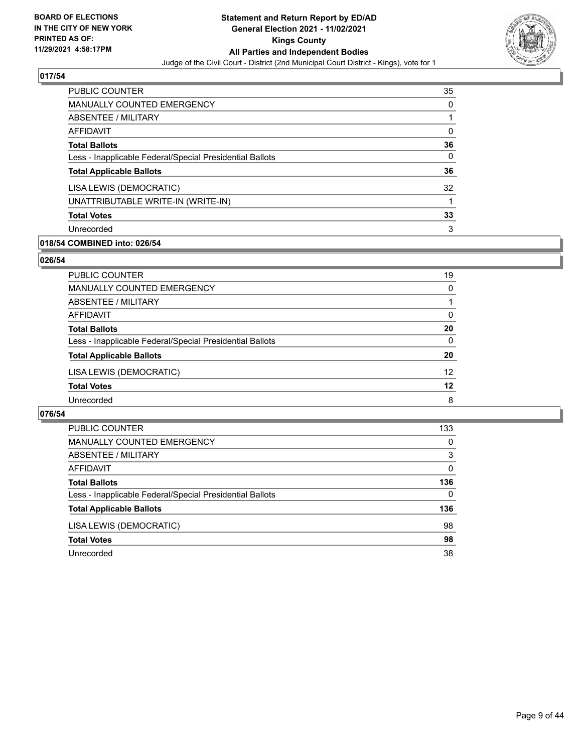## 017/54

| | |
|---|---|
| PUBLIC COUNTER | 35 |
| MANUALLY COUNTED EMERGENCY | 0 |
| ABSENTEE / MILITARY | 1 |
| AFFIDAVIT | 0 |
| **Total Ballots** | **36** |
| Less - Inapplicable Federal/Special Presidential Ballots | 0 |
| **Total Applicable Ballots** | **36** |
| LISA LEWIS (DEMOCRATIC) | 32 |
| UNATTRIBUTABLE WRITE-IN (WRITE-IN) | 1 |
| **Total Votes** | **33** |
| Unrecorded | 3 |

## 018/54 COMBINED into: 026/54

## 026/54

| | |
|---|---|
| PUBLIC COUNTER | 19 |
| MANUALLY COUNTED EMERGENCY | 0 |
| ABSENTEE / MILITARY | 1 |
| AFFIDAVIT | 0 |
| **Total Ballots** | **20** |
| Less - Inapplicable Federal/Special Presidential Ballots | 0 |
| **Total Applicable Ballots** | **20** |
| LISA LEWIS (DEMOCRATIC) | 12 |
| **Total Votes** | **12** |
| Unrecorded | 8 |

## 076/54

| | |
|---|---|
| PUBLIC COUNTER | 133 |
| MANUALLY COUNTED EMERGENCY | 0 |
| ABSENTEE / MILITARY | 3 |
| AFFIDAVIT | 0 |
| **Total Ballots** | **136** |
| Less - Inapplicable Federal/Special Presidential Ballots | 0 |
| **Total Applicable Ballots** | **136** |
| LISA LEWIS (DEMOCRATIC) | 98 |
| **Total Votes** | **98** |
| Unrecorded | 38 |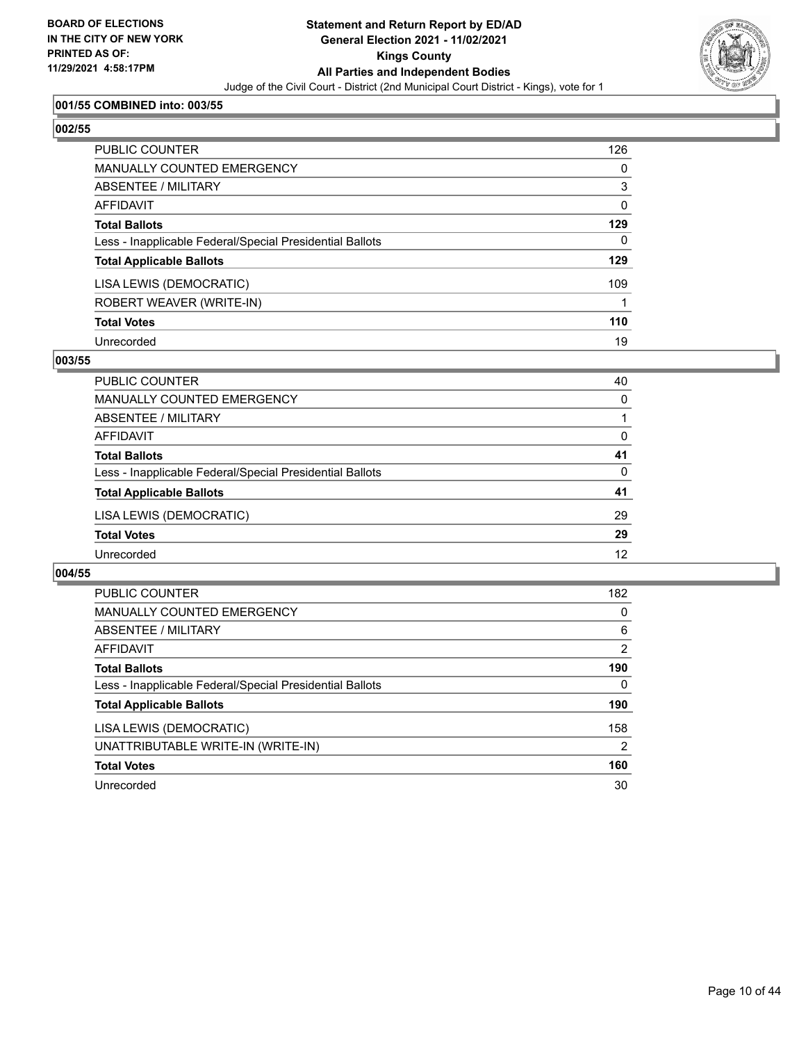**BOARD OF ELECTIONS IN THE CITY OF NEW YORK PRINTED AS OF: 11/29/2021 4:58:17PM**

**Statement and Return Report by ED/AD General Election 2021 - 11/02/2021 Kings County All Parties and Independent Bodies**

Judge of the Civil Court - District (2nd Municipal Court District - Kings), vote for 1

### 001/55 COMBINED into: 003/55

### 002/55

| | |
|---|---|
| PUBLIC COUNTER | 126 |
| MANUALLY COUNTED EMERGENCY | 0 |
| ABSENTEE / MILITARY | 3 |
| AFFIDAVIT | 0 |
| **Total Ballots** | **129** |
| Less - Inapplicable Federal/Special Presidential Ballots | 0 |
| **Total Applicable Ballots** | **129** |
| LISA LEWIS (DEMOCRATIC) | 109 |
| ROBERT WEAVER (WRITE-IN) | 1 |
| **Total Votes** | **110** |
| Unrecorded | 19 |

### 003/55

| | |
|---|---|
| PUBLIC COUNTER | 40 |
| MANUALLY COUNTED EMERGENCY | 0 |
| ABSENTEE / MILITARY | 1 |
| AFFIDAVIT | 0 |
| **Total Ballots** | **41** |
| Less - Inapplicable Federal/Special Presidential Ballots | 0 |
| **Total Applicable Ballots** | **41** |
| LISA LEWIS (DEMOCRATIC) | 29 |
| **Total Votes** | **29** |
| Unrecorded | 12 |

### 004/55

| | |
|---|---|
| PUBLIC COUNTER | 182 |
| MANUALLY COUNTED EMERGENCY | 0 |
| ABSENTEE / MILITARY | 6 |
| AFFIDAVIT | 2 |
| **Total Ballots** | **190** |
| Less - Inapplicable Federal/Special Presidential Ballots | 0 |
| **Total Applicable Ballots** | **190** |
| LISA LEWIS (DEMOCRATIC) | 158 |
| UNATTRIBUTABLE WRITE-IN (WRITE-IN) | 2 |
| **Total Votes** | **160** |
| Unrecorded | 30 |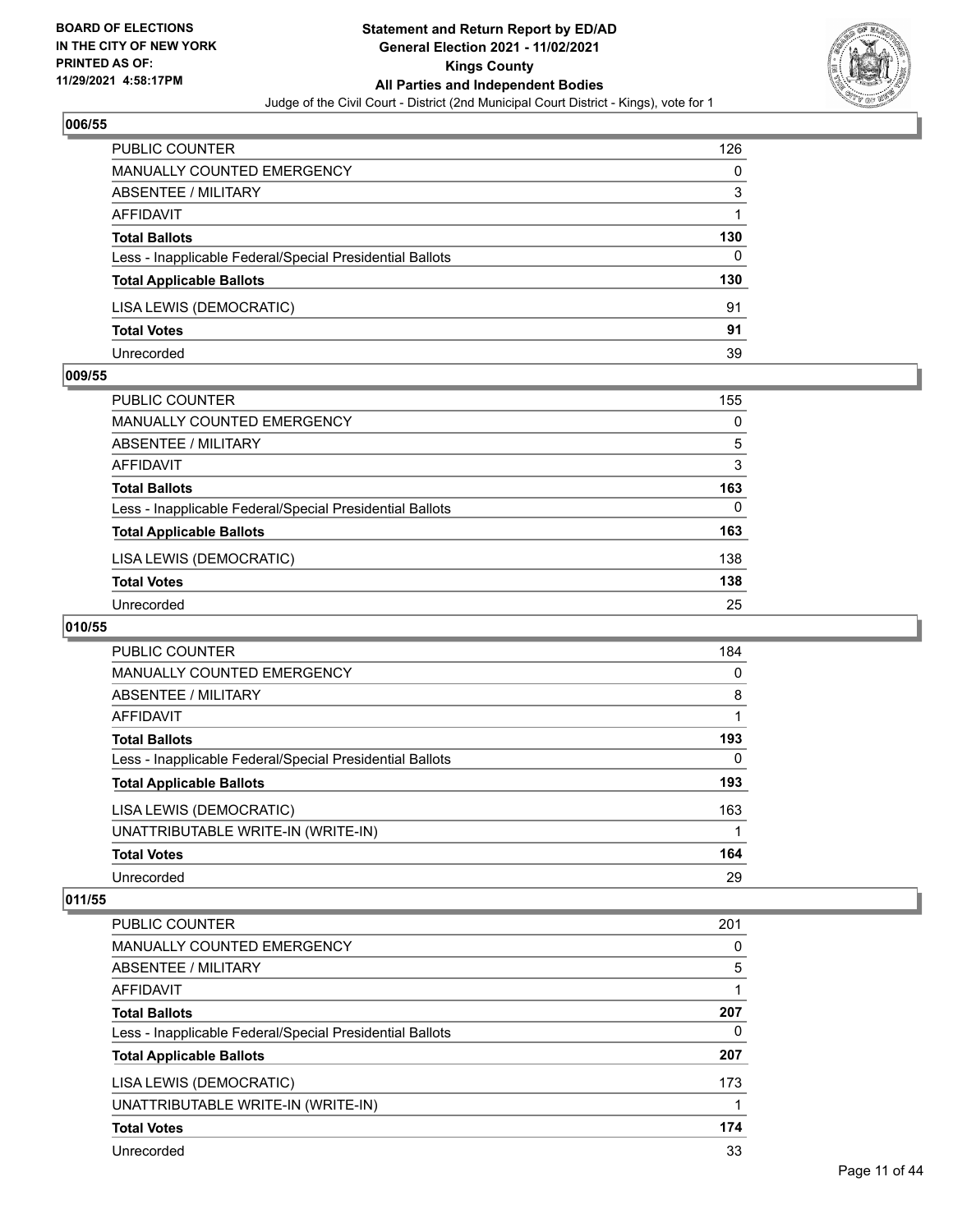**BOARD OF ELECTIONS IN THE CITY OF NEW YORK PRINTED AS OF: 11/29/2021 4:58:17PM**

**Statement and Return Report by ED/AD General Election 2021 - 11/02/2021 Kings County All Parties and Independent Bodies**

Judge of the Civil Court - District (2nd Municipal Court District - Kings), vote for 1

## 006/55

| | |
|---|---|
| PUBLIC COUNTER | 126 |
| MANUALLY COUNTED EMERGENCY | 0 |
| ABSENTEE / MILITARY | 3 |
| AFFIDAVIT | 1 |
| **Total Ballots** | **130** |
| Less - Inapplicable Federal/Special Presidential Ballots | 0 |
| **Total Applicable Ballots** | **130** |
| LISA LEWIS (DEMOCRATIC) | 91 |
| **Total Votes** | **91** |
| Unrecorded | 39 |

## 009/55

| | |
|---|---|
| PUBLIC COUNTER | 155 |
| MANUALLY COUNTED EMERGENCY | 0 |
| ABSENTEE / MILITARY | 5 |
| AFFIDAVIT | 3 |
| **Total Ballots** | **163** |
| Less - Inapplicable Federal/Special Presidential Ballots | 0 |
| **Total Applicable Ballots** | **163** |
| LISA LEWIS (DEMOCRATIC) | 138 |
| **Total Votes** | **138** |
| Unrecorded | 25 |

## 010/55

| | |
|---|---|
| PUBLIC COUNTER | 184 |
| MANUALLY COUNTED EMERGENCY | 0 |
| ABSENTEE / MILITARY | 8 |
| AFFIDAVIT | 1 |
| **Total Ballots** | **193** |
| Less - Inapplicable Federal/Special Presidential Ballots | 0 |
| **Total Applicable Ballots** | **193** |
| LISA LEWIS (DEMOCRATIC) | 163 |
| UNATTRIBUTABLE WRITE-IN (WRITE-IN) | 1 |
| **Total Votes** | **164** |
| Unrecorded | 29 |

## 011/55

| | |
|---|---|
| PUBLIC COUNTER | 201 |
| MANUALLY COUNTED EMERGENCY | 0 |
| ABSENTEE / MILITARY | 5 |
| AFFIDAVIT | 1 |
| **Total Ballots** | **207** |
| Less - Inapplicable Federal/Special Presidential Ballots | 0 |
| **Total Applicable Ballots** | **207** |
| LISA LEWIS (DEMOCRATIC) | 173 |
| UNATTRIBUTABLE WRITE-IN (WRITE-IN) | 1 |
| **Total Votes** | **174** |
| Unrecorded | 33 |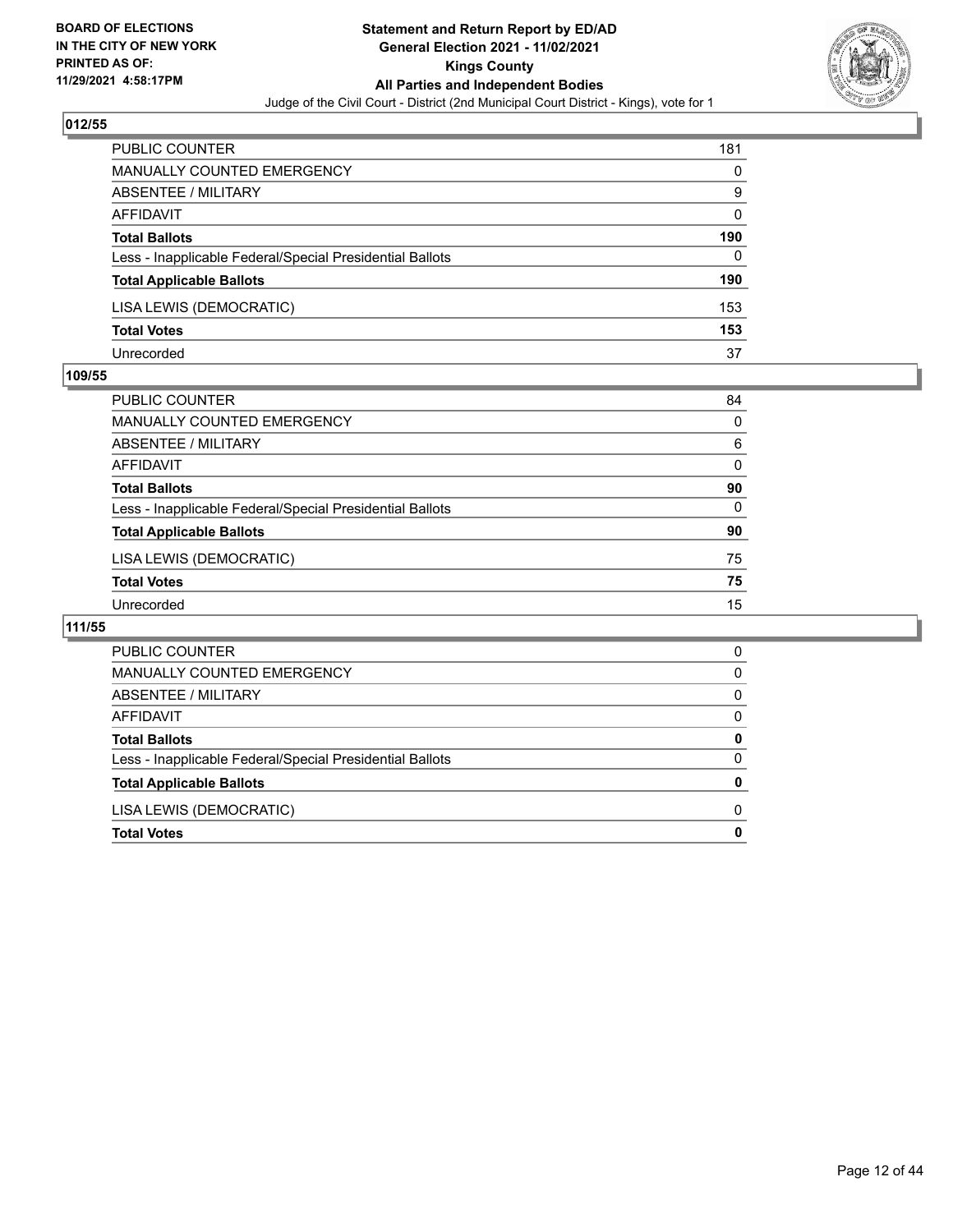## 012/55

| | |
|---|---|
| PUBLIC COUNTER | 181 |
| MANUALLY COUNTED EMERGENCY | 0 |
| ABSENTEE / MILITARY | 9 |
| AFFIDAVIT | 0 |
| **Total Ballots** | **190** |
| Less - Inapplicable Federal/Special Presidential Ballots | 0 |
| **Total Applicable Ballots** | **190** |
| LISA LEWIS (DEMOCRATIC) | 153 |
| **Total Votes** | **153** |
| Unrecorded | 37 |

## 109/55

| | |
|---|---|
| PUBLIC COUNTER | 84 |
| MANUALLY COUNTED EMERGENCY | 0 |
| ABSENTEE / MILITARY | 6 |
| AFFIDAVIT | 0 |
| **Total Ballots** | **90** |
| Less - Inapplicable Federal/Special Presidential Ballots | 0 |
| **Total Applicable Ballots** | **90** |
| LISA LEWIS (DEMOCRATIC) | 75 |
| **Total Votes** | **75** |
| Unrecorded | 15 |

## 111/55

| | |
|---|---|
| PUBLIC COUNTER | 0 |
| MANUALLY COUNTED EMERGENCY | 0 |
| ABSENTEE / MILITARY | 0 |
| AFFIDAVIT | 0 |
| **Total Ballots** | **0** |
| Less - Inapplicable Federal/Special Presidential Ballots | 0 |
| **Total Applicable Ballots** | **0** |
| LISA LEWIS (DEMOCRATIC) | 0 |
| **Total Votes** | **0** |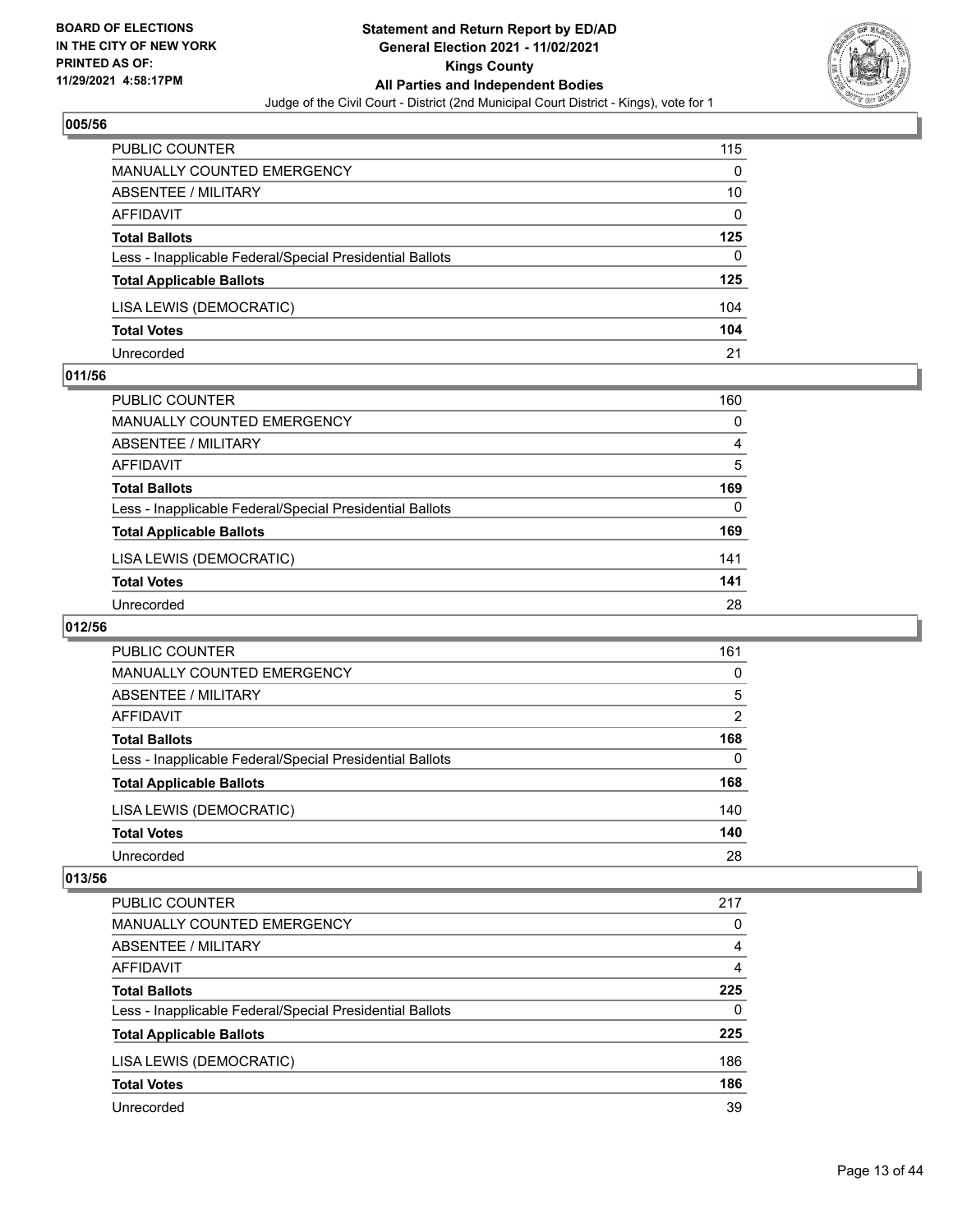**BOARD OF ELECTIONS IN THE CITY OF NEW YORK PRINTED AS OF: 11/29/2021 4:58:17PM**

**Statement and Return Report by ED/AD General Election 2021 - 11/02/2021 Kings County All Parties and Independent Bodies**

Judge of the Civil Court - District (2nd Municipal Court District - Kings), vote for 1

## 005/56

| | |
|---|---|
| PUBLIC COUNTER | 115 |
| MANUALLY COUNTED EMERGENCY | 0 |
| ABSENTEE / MILITARY | 10 |
| AFFIDAVIT | 0 |
| **Total Ballots** | **125** |
| Less - Inapplicable Federal/Special Presidential Ballots | 0 |
| **Total Applicable Ballots** | **125** |
| LISA LEWIS (DEMOCRATIC) | 104 |
| **Total Votes** | **104** |
| Unrecorded | 21 |

## 011/56

| | |
|---|---|
| PUBLIC COUNTER | 160 |
| MANUALLY COUNTED EMERGENCY | 0 |
| ABSENTEE / MILITARY | 4 |
| AFFIDAVIT | 5 |
| **Total Ballots** | **169** |
| Less - Inapplicable Federal/Special Presidential Ballots | 0 |
| **Total Applicable Ballots** | **169** |
| LISA LEWIS (DEMOCRATIC) | 141 |
| **Total Votes** | **141** |
| Unrecorded | 28 |

## 012/56

| | |
|---|---|
| PUBLIC COUNTER | 161 |
| MANUALLY COUNTED EMERGENCY | 0 |
| ABSENTEE / MILITARY | 5 |
| AFFIDAVIT | 2 |
| **Total Ballots** | **168** |
| Less - Inapplicable Federal/Special Presidential Ballots | 0 |
| **Total Applicable Ballots** | **168** |
| LISA LEWIS (DEMOCRATIC) | 140 |
| **Total Votes** | **140** |
| Unrecorded | 28 |

## 013/56

| | |
|---|---|
| PUBLIC COUNTER | 217 |
| MANUALLY COUNTED EMERGENCY | 0 |
| ABSENTEE / MILITARY | 4 |
| AFFIDAVIT | 4 |
| **Total Ballots** | **225** |
| Less - Inapplicable Federal/Special Presidential Ballots | 0 |
| **Total Applicable Ballots** | **225** |
| LISA LEWIS (DEMOCRATIC) | 186 |
| **Total Votes** | **186** |
| Unrecorded | 39 |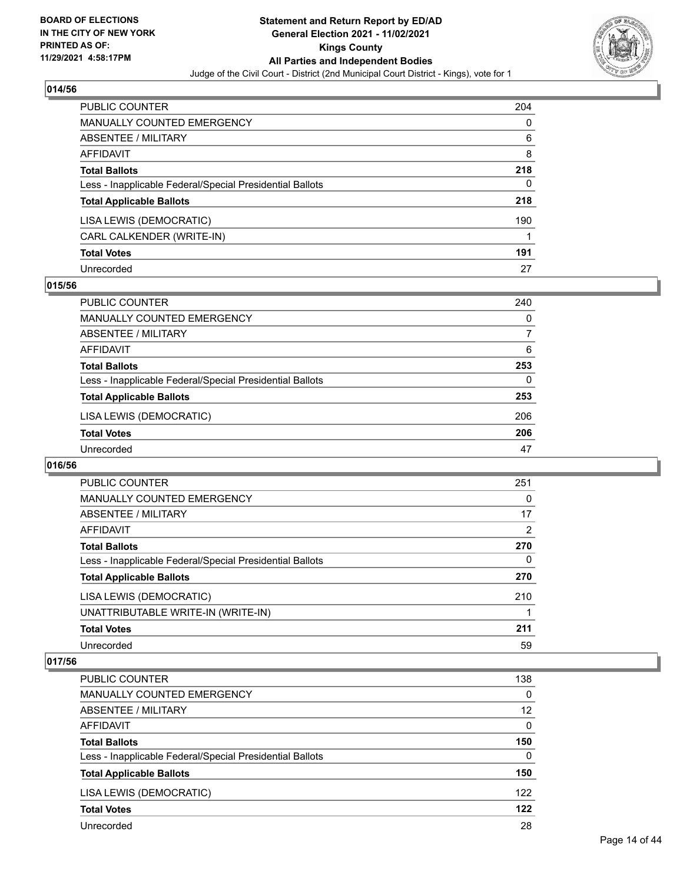## 014/56

| | |
|---|---|
| PUBLIC COUNTER | 204 |
| MANUALLY COUNTED EMERGENCY | 0 |
| ABSENTEE / MILITARY | 6 |
| AFFIDAVIT | 8 |
| **Total Ballots** | **218** |
| Less - Inapplicable Federal/Special Presidential Ballots | 0 |
| **Total Applicable Ballots** | **218** |
| LISA LEWIS (DEMOCRATIC) | 190 |
| CARL CALKENDER (WRITE-IN) | 1 |
| **Total Votes** | **191** |
| Unrecorded | 27 |

## 015/56

| | |
|---|---|
| PUBLIC COUNTER | 240 |
| MANUALLY COUNTED EMERGENCY | 0 |
| ABSENTEE / MILITARY | 7 |
| AFFIDAVIT | 6 |
| **Total Ballots** | **253** |
| Less - Inapplicable Federal/Special Presidential Ballots | 0 |
| **Total Applicable Ballots** | **253** |
| LISA LEWIS (DEMOCRATIC) | 206 |
| **Total Votes** | **206** |
| Unrecorded | 47 |

## 016/56

| | |
|---|---|
| PUBLIC COUNTER | 251 |
| MANUALLY COUNTED EMERGENCY | 0 |
| ABSENTEE / MILITARY | 17 |
| AFFIDAVIT | 2 |
| **Total Ballots** | **270** |
| Less - Inapplicable Federal/Special Presidential Ballots | 0 |
| **Total Applicable Ballots** | **270** |
| LISA LEWIS (DEMOCRATIC) | 210 |
| UNATTRIBUTABLE WRITE-IN (WRITE-IN) | 1 |
| **Total Votes** | **211** |
| Unrecorded | 59 |

## 017/56

| | |
|---|---|
| PUBLIC COUNTER | 138 |
| MANUALLY COUNTED EMERGENCY | 0 |
| ABSENTEE / MILITARY | 12 |
| AFFIDAVIT | 0 |
| **Total Ballots** | **150** |
| Less - Inapplicable Federal/Special Presidential Ballots | 0 |
| **Total Applicable Ballots** | **150** |
| LISA LEWIS (DEMOCRATIC) | 122 |
| **Total Votes** | **122** |
| Unrecorded | 28 |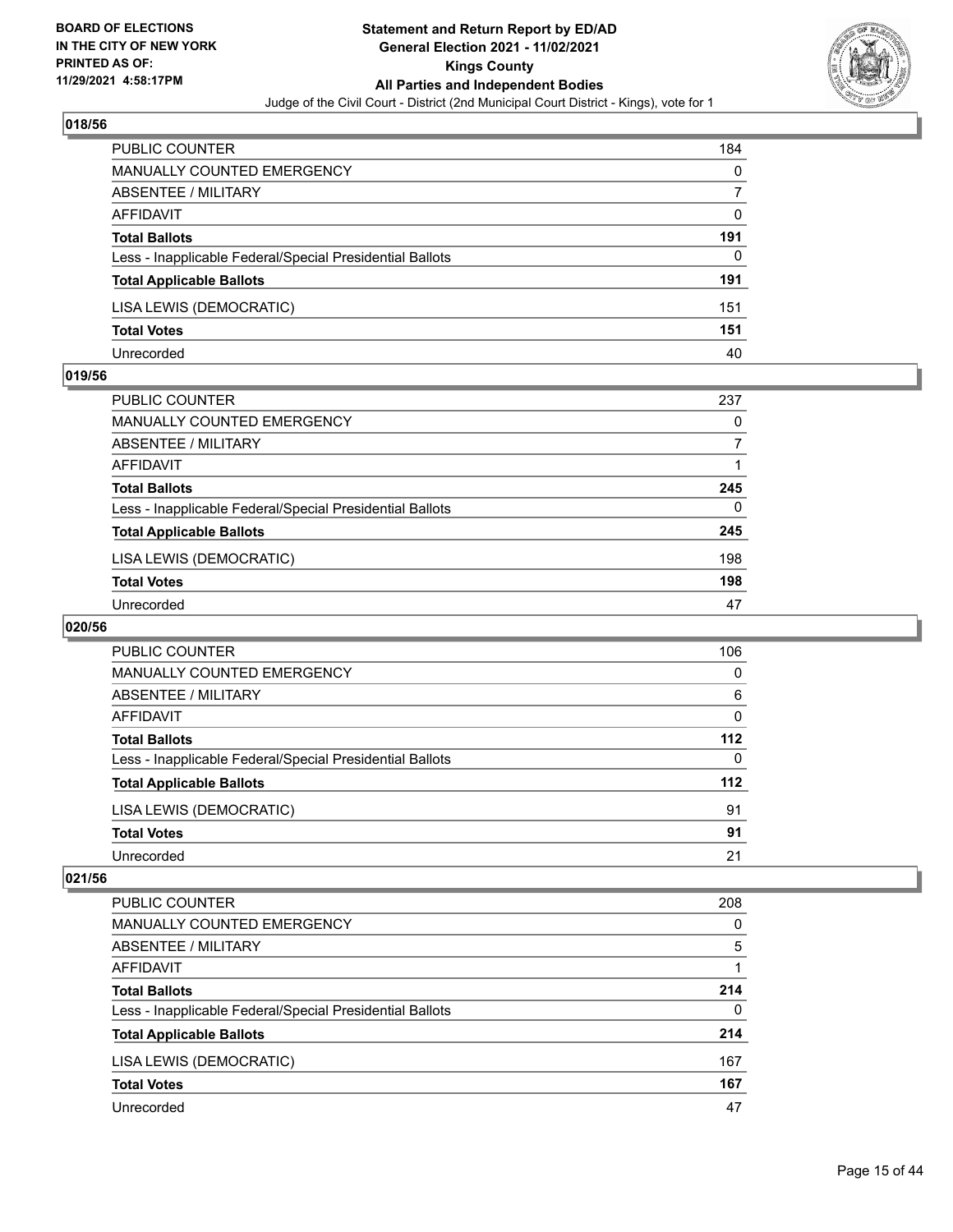## 018/56

| | |
|---|---|
| PUBLIC COUNTER | 184 |
| MANUALLY COUNTED EMERGENCY | 0 |
| ABSENTEE / MILITARY | 7 |
| AFFIDAVIT | 0 |
| **Total Ballots** | **191** |
| Less - Inapplicable Federal/Special Presidential Ballots | 0 |
| **Total Applicable Ballots** | **191** |
| LISA LEWIS (DEMOCRATIC) | 151 |
| **Total Votes** | **151** |
| Unrecorded | 40 |

## 019/56

| | |
|---|---|
| PUBLIC COUNTER | 237 |
| MANUALLY COUNTED EMERGENCY | 0 |
| ABSENTEE / MILITARY | 7 |
| AFFIDAVIT | 1 |
| **Total Ballots** | **245** |
| Less - Inapplicable Federal/Special Presidential Ballots | 0 |
| **Total Applicable Ballots** | **245** |
| LISA LEWIS (DEMOCRATIC) | 198 |
| **Total Votes** | **198** |
| Unrecorded | 47 |

## 020/56

| | |
|---|---|
| PUBLIC COUNTER | 106 |
| MANUALLY COUNTED EMERGENCY | 0 |
| ABSENTEE / MILITARY | 6 |
| AFFIDAVIT | 0 |
| **Total Ballots** | **112** |
| Less - Inapplicable Federal/Special Presidential Ballots | 0 |
| **Total Applicable Ballots** | **112** |
| LISA LEWIS (DEMOCRATIC) | 91 |
| **Total Votes** | **91** |
| Unrecorded | 21 |

## 021/56

| | |
|---|---|
| PUBLIC COUNTER | 208 |
| MANUALLY COUNTED EMERGENCY | 0 |
| ABSENTEE / MILITARY | 5 |
| AFFIDAVIT | 1 |
| **Total Ballots** | **214** |
| Less - Inapplicable Federal/Special Presidential Ballots | 0 |
| **Total Applicable Ballots** | **214** |
| LISA LEWIS (DEMOCRATIC) | 167 |
| **Total Votes** | **167** |
| Unrecorded | 47 |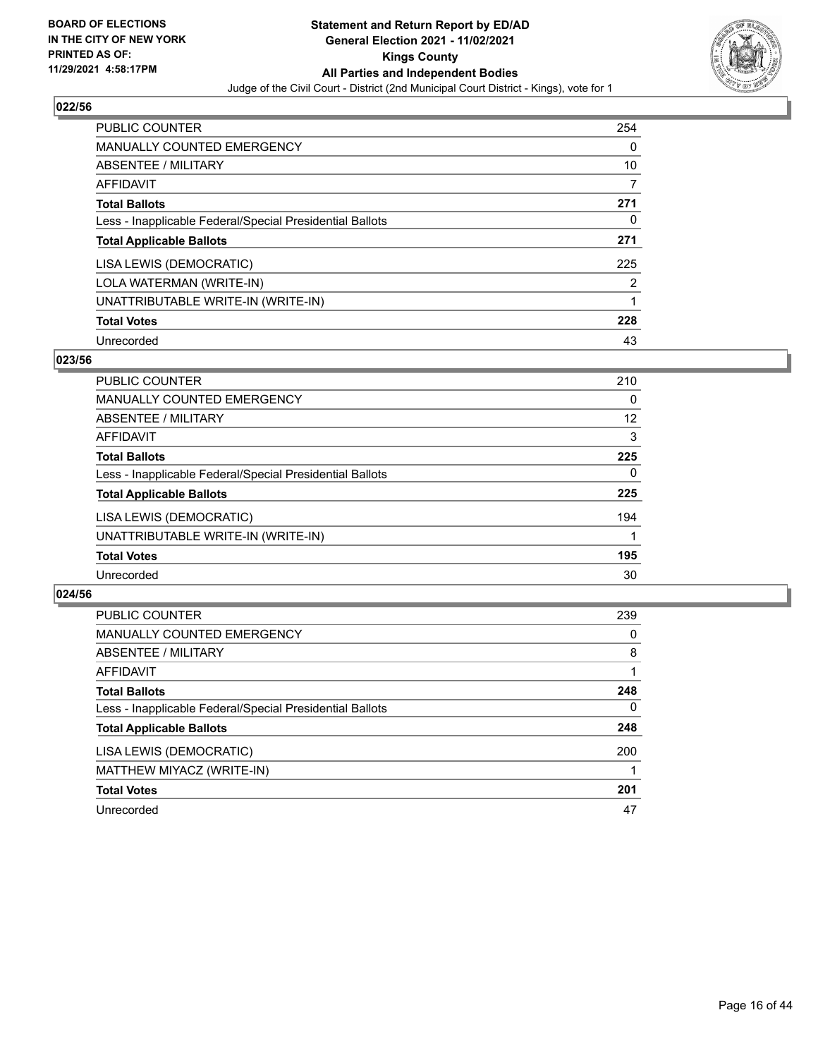## 022/56

| | |
|---|---|
| PUBLIC COUNTER | 254 |
| MANUALLY COUNTED EMERGENCY | 0 |
| ABSENTEE / MILITARY | 10 |
| AFFIDAVIT | 7 |
| **Total Ballots** | **271** |
| Less - Inapplicable Federal/Special Presidential Ballots | 0 |
| **Total Applicable Ballots** | **271** |
| LISA LEWIS (DEMOCRATIC) | 225 |
| LOLA WATERMAN (WRITE-IN) | 2 |
| UNATTRIBUTABLE WRITE-IN (WRITE-IN) | 1 |
| **Total Votes** | **228** |
| Unrecorded | 43 |

## 023/56

| | |
|---|---|
| PUBLIC COUNTER | 210 |
| MANUALLY COUNTED EMERGENCY | 0 |
| ABSENTEE / MILITARY | 12 |
| AFFIDAVIT | 3 |
| **Total Ballots** | **225** |
| Less - Inapplicable Federal/Special Presidential Ballots | 0 |
| **Total Applicable Ballots** | **225** |
| LISA LEWIS (DEMOCRATIC) | 194 |
| UNATTRIBUTABLE WRITE-IN (WRITE-IN) | 1 |
| **Total Votes** | **195** |
| Unrecorded | 30 |

## 024/56

| | |
|---|---|
| PUBLIC COUNTER | 239 |
| MANUALLY COUNTED EMERGENCY | 0 |
| ABSENTEE / MILITARY | 8 |
| AFFIDAVIT | 1 |
| **Total Ballots** | **248** |
| Less - Inapplicable Federal/Special Presidential Ballots | 0 |
| **Total Applicable Ballots** | **248** |
| LISA LEWIS (DEMOCRATIC) | 200 |
| MATTHEW MIYACZ (WRITE-IN) | 1 |
| **Total Votes** | **201** |
| Unrecorded | 47 |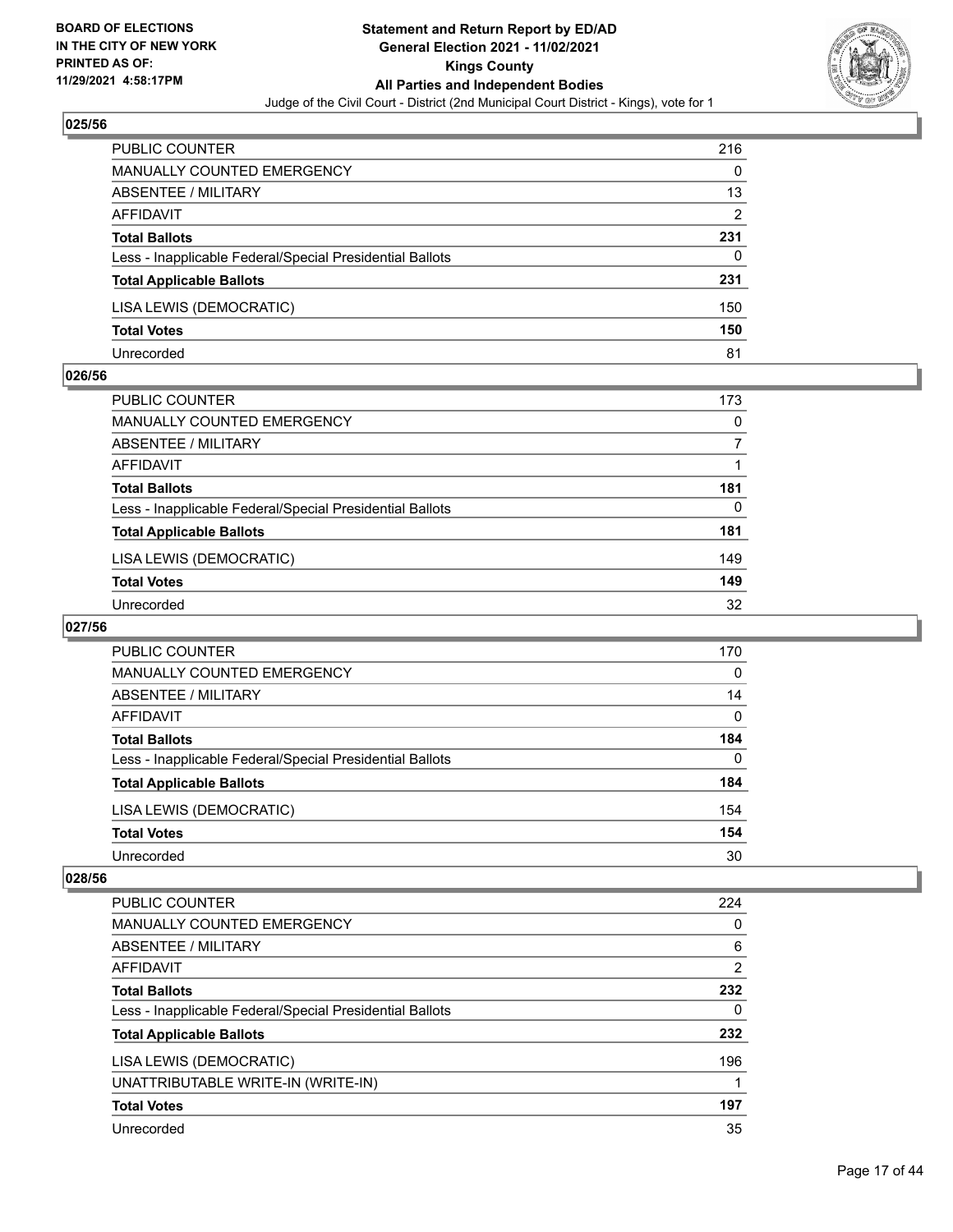## 025/56

| | |
|---|---|
| PUBLIC COUNTER | 216 |
| MANUALLY COUNTED EMERGENCY | 0 |
| ABSENTEE / MILITARY | 13 |
| AFFIDAVIT | 2 |
| **Total Ballots** | **231** |
| Less - Inapplicable Federal/Special Presidential Ballots | 0 |
| **Total Applicable Ballots** | **231** |
| LISA LEWIS (DEMOCRATIC) | 150 |
| **Total Votes** | **150** |
| Unrecorded | 81 |

## 026/56

| | |
|---|---|
| PUBLIC COUNTER | 173 |
| MANUALLY COUNTED EMERGENCY | 0 |
| ABSENTEE / MILITARY | 7 |
| AFFIDAVIT | 1 |
| **Total Ballots** | **181** |
| Less - Inapplicable Federal/Special Presidential Ballots | 0 |
| **Total Applicable Ballots** | **181** |
| LISA LEWIS (DEMOCRATIC) | 149 |
| **Total Votes** | **149** |
| Unrecorded | 32 |

## 027/56

| | |
|---|---|
| PUBLIC COUNTER | 170 |
| MANUALLY COUNTED EMERGENCY | 0 |
| ABSENTEE / MILITARY | 14 |
| AFFIDAVIT | 0 |
| **Total Ballots** | **184** |
| Less - Inapplicable Federal/Special Presidential Ballots | 0 |
| **Total Applicable Ballots** | **184** |
| LISA LEWIS (DEMOCRATIC) | 154 |
| **Total Votes** | **154** |
| Unrecorded | 30 |

## 028/56

| | |
|---|---|
| PUBLIC COUNTER | 224 |
| MANUALLY COUNTED EMERGENCY | 0 |
| ABSENTEE / MILITARY | 6 |
| AFFIDAVIT | 2 |
| **Total Ballots** | **232** |
| Less - Inapplicable Federal/Special Presidential Ballots | 0 |
| **Total Applicable Ballots** | **232** |
| LISA LEWIS (DEMOCRATIC) | 196 |
| UNATTRIBUTABLE WRITE-IN (WRITE-IN) | 1 |
| **Total Votes** | **197** |
| Unrecorded | 35 |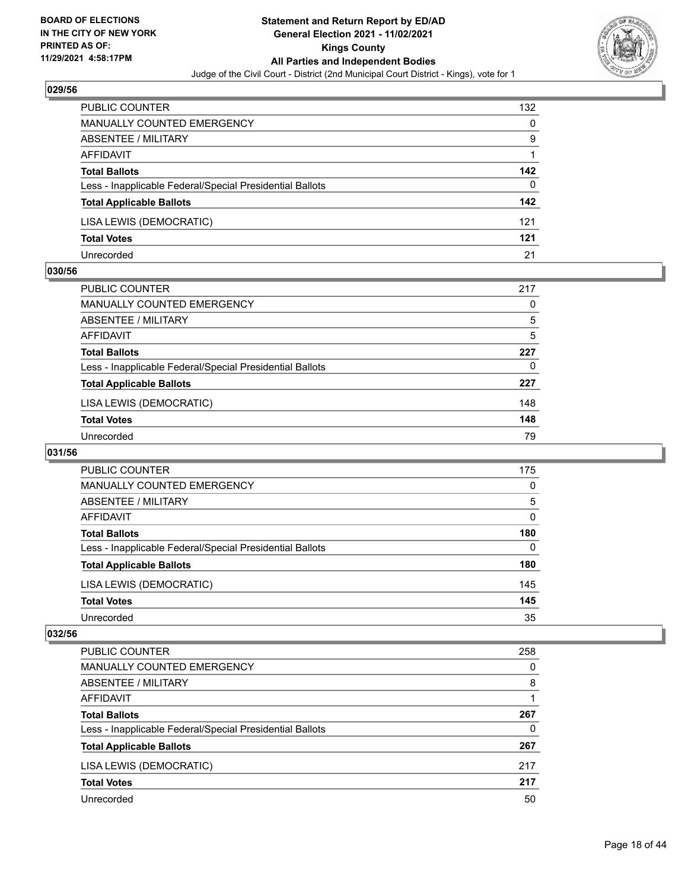## 029/56

| | |
|---|---|
| PUBLIC COUNTER | 132 |
| MANUALLY COUNTED EMERGENCY | 0 |
| ABSENTEE / MILITARY | 9 |
| AFFIDAVIT | 1 |
| **Total Ballots** | **142** |
| Less - Inapplicable Federal/Special Presidential Ballots | 0 |
| **Total Applicable Ballots** | **142** |
| LISA LEWIS (DEMOCRATIC) | 121 |
| **Total Votes** | **121** |
| Unrecorded | 21 |

## 030/56

| | |
|---|---|
| PUBLIC COUNTER | 217 |
| MANUALLY COUNTED EMERGENCY | 0 |
| ABSENTEE / MILITARY | 5 |
| AFFIDAVIT | 5 |
| **Total Ballots** | **227** |
| Less - Inapplicable Federal/Special Presidential Ballots | 0 |
| **Total Applicable Ballots** | **227** |
| LISA LEWIS (DEMOCRATIC) | 148 |
| **Total Votes** | **148** |
| Unrecorded | 79 |

## 031/56

| | |
|---|---|
| PUBLIC COUNTER | 175 |
| MANUALLY COUNTED EMERGENCY | 0 |
| ABSENTEE / MILITARY | 5 |
| AFFIDAVIT | 0 |
| **Total Ballots** | **180** |
| Less - Inapplicable Federal/Special Presidential Ballots | 0 |
| **Total Applicable Ballots** | **180** |
| LISA LEWIS (DEMOCRATIC) | 145 |
| **Total Votes** | **145** |
| Unrecorded | 35 |

## 032/56

| | |
|---|---|
| PUBLIC COUNTER | 258 |
| MANUALLY COUNTED EMERGENCY | 0 |
| ABSENTEE / MILITARY | 8 |
| AFFIDAVIT | 1 |
| **Total Ballots** | **267** |
| Less - Inapplicable Federal/Special Presidential Ballots | 0 |
| **Total Applicable Ballots** | **267** |
| LISA LEWIS (DEMOCRATIC) | 217 |
| **Total Votes** | **217** |
| Unrecorded | 50 |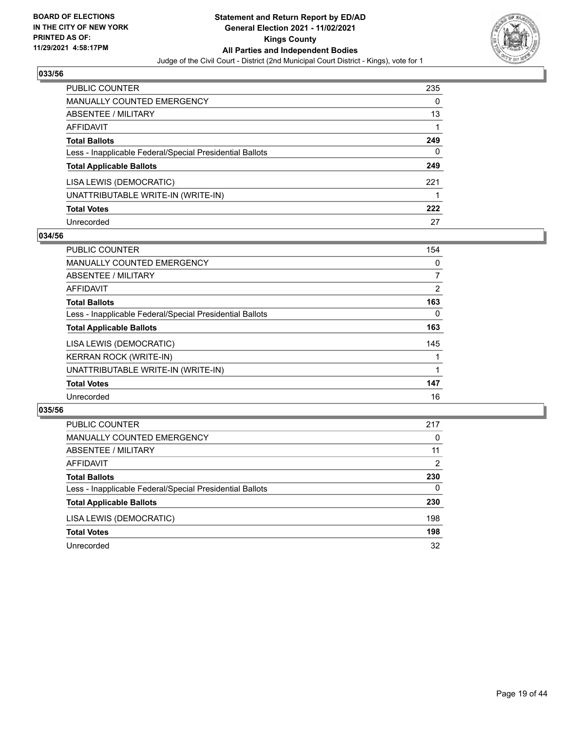**BOARD OF ELECTIONS IN THE CITY OF NEW YORK PRINTED AS OF: 11/29/2021 4:58:17PM**

**Statement and Return Report by ED/AD General Election 2021 - 11/02/2021 Kings County All Parties and Independent Bodies**

Judge of the Civil Court - District (2nd Municipal Court District - Kings), vote for 1

## 033/56

| | |
|---|---|
| PUBLIC COUNTER | 235 |
| MANUALLY COUNTED EMERGENCY | 0 |
| ABSENTEE / MILITARY | 13 |
| AFFIDAVIT | 1 |
| **Total Ballots** | **249** |
| Less - Inapplicable Federal/Special Presidential Ballots | 0 |
| **Total Applicable Ballots** | **249** |
| LISA LEWIS (DEMOCRATIC) | 221 |
| UNATTRIBUTABLE WRITE-IN (WRITE-IN) | 1 |
| **Total Votes** | **222** |
| Unrecorded | 27 |

## 034/56

| | |
|---|---|
| PUBLIC COUNTER | 154 |
| MANUALLY COUNTED EMERGENCY | 0 |
| ABSENTEE / MILITARY | 7 |
| AFFIDAVIT | 2 |
| **Total Ballots** | **163** |
| Less - Inapplicable Federal/Special Presidential Ballots | 0 |
| **Total Applicable Ballots** | **163** |
| LISA LEWIS (DEMOCRATIC) | 145 |
| KERRAN ROCK (WRITE-IN) | 1 |
| UNATTRIBUTABLE WRITE-IN (WRITE-IN) | 1 |
| **Total Votes** | **147** |
| Unrecorded | 16 |

## 035/56

| | |
|---|---|
| PUBLIC COUNTER | 217 |
| MANUALLY COUNTED EMERGENCY | 0 |
| ABSENTEE / MILITARY | 11 |
| AFFIDAVIT | 2 |
| **Total Ballots** | **230** |
| Less - Inapplicable Federal/Special Presidential Ballots | 0 |
| **Total Applicable Ballots** | **230** |
| LISA LEWIS (DEMOCRATIC) | 198 |
| **Total Votes** | **198** |
| Unrecorded | 32 |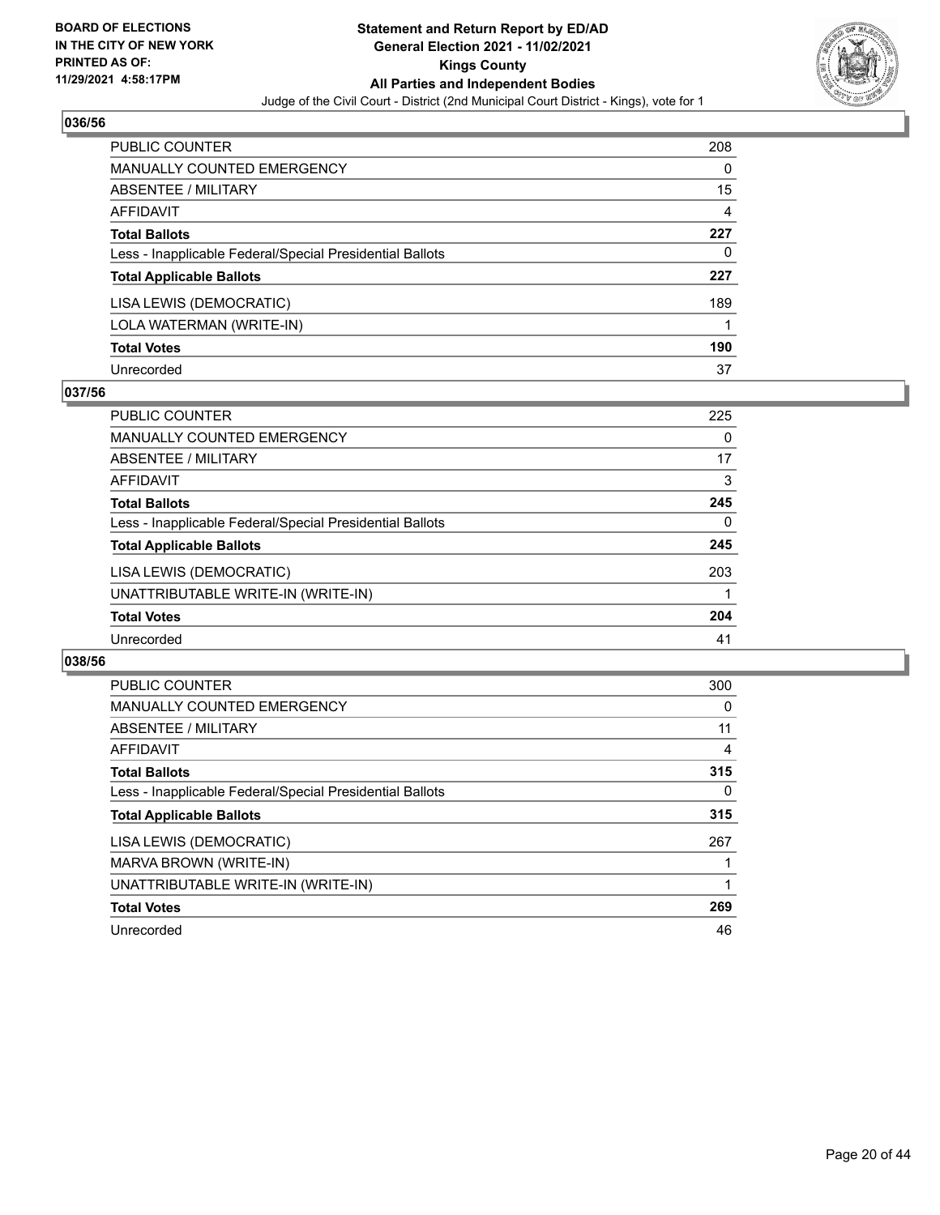**BOARD OF ELECTIONS IN THE CITY OF NEW YORK PRINTED AS OF: 11/29/2021 4:58:17PM**

**Statement and Return Report by ED/AD General Election 2021 - 11/02/2021 Kings County All Parties and Independent Bodies**

Judge of the Civil Court - District (2nd Municipal Court District - Kings), vote for 1

## 036/56

| | |
|---|---|
| PUBLIC COUNTER | 208 |
| MANUALLY COUNTED EMERGENCY | 0 |
| ABSENTEE / MILITARY | 15 |
| AFFIDAVIT | 4 |
| **Total Ballots** | **227** |
| Less - Inapplicable Federal/Special Presidential Ballots | 0 |
| **Total Applicable Ballots** | **227** |
| LISA LEWIS (DEMOCRATIC) | 189 |
| LOLA WATERMAN (WRITE-IN) | 1 |
| **Total Votes** | **190** |
| Unrecorded | 37 |

## 037/56

| | |
|---|---|
| PUBLIC COUNTER | 225 |
| MANUALLY COUNTED EMERGENCY | 0 |
| ABSENTEE / MILITARY | 17 |
| AFFIDAVIT | 3 |
| **Total Ballots** | **245** |
| Less - Inapplicable Federal/Special Presidential Ballots | 0 |
| **Total Applicable Ballots** | **245** |
| LISA LEWIS (DEMOCRATIC) | 203 |
| UNATTRIBUTABLE WRITE-IN (WRITE-IN) | 1 |
| **Total Votes** | **204** |
| Unrecorded | 41 |

## 038/56

| | |
|---|---|
| PUBLIC COUNTER | 300 |
| MANUALLY COUNTED EMERGENCY | 0 |
| ABSENTEE / MILITARY | 11 |
| AFFIDAVIT | 4 |
| **Total Ballots** | **315** |
| Less - Inapplicable Federal/Special Presidential Ballots | 0 |
| **Total Applicable Ballots** | **315** |
| LISA LEWIS (DEMOCRATIC) | 267 |
| MARVA BROWN (WRITE-IN) | 1 |
| UNATTRIBUTABLE WRITE-IN (WRITE-IN) | 1 |
| **Total Votes** | **269** |
| Unrecorded | 46 |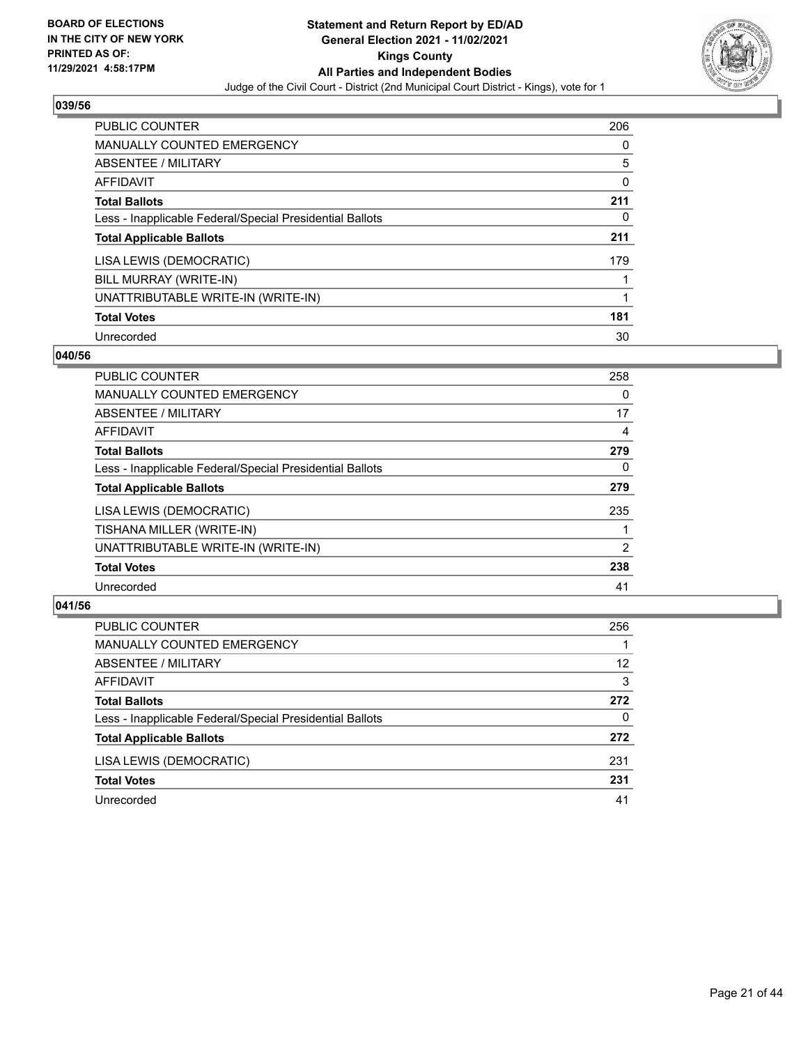## 039/56

| | |
|---|---|
| PUBLIC COUNTER | 206 |
| MANUALLY COUNTED EMERGENCY | 0 |
| ABSENTEE / MILITARY | 5 |
| AFFIDAVIT | 0 |
| **Total Ballots** | **211** |
| Less - Inapplicable Federal/Special Presidential Ballots | 0 |
| **Total Applicable Ballots** | **211** |
| LISA LEWIS (DEMOCRATIC) | 179 |
| BILL MURRAY (WRITE-IN) | 1 |
| UNATTRIBUTABLE WRITE-IN (WRITE-IN) | 1 |
| **Total Votes** | **181** |
| Unrecorded | 30 |

## 040/56

| | |
|---|---|
| PUBLIC COUNTER | 258 |
| MANUALLY COUNTED EMERGENCY | 0 |
| ABSENTEE / MILITARY | 17 |
| AFFIDAVIT | 4 |
| **Total Ballots** | **279** |
| Less - Inapplicable Federal/Special Presidential Ballots | 0 |
| **Total Applicable Ballots** | **279** |
| LISA LEWIS (DEMOCRATIC) | 235 |
| TISHANA MILLER (WRITE-IN) | 1 |
| UNATTRIBUTABLE WRITE-IN (WRITE-IN) | 2 |
| **Total Votes** | **238** |
| Unrecorded | 41 |

## 041/56

| | |
|---|---|
| PUBLIC COUNTER | 256 |
| MANUALLY COUNTED EMERGENCY | 1 |
| ABSENTEE / MILITARY | 12 |
| AFFIDAVIT | 3 |
| **Total Ballots** | **272** |
| Less - Inapplicable Federal/Special Presidential Ballots | 0 |
| **Total Applicable Ballots** | **272** |
| LISA LEWIS (DEMOCRATIC) | 231 |
| **Total Votes** | **231** |
| Unrecorded | 41 |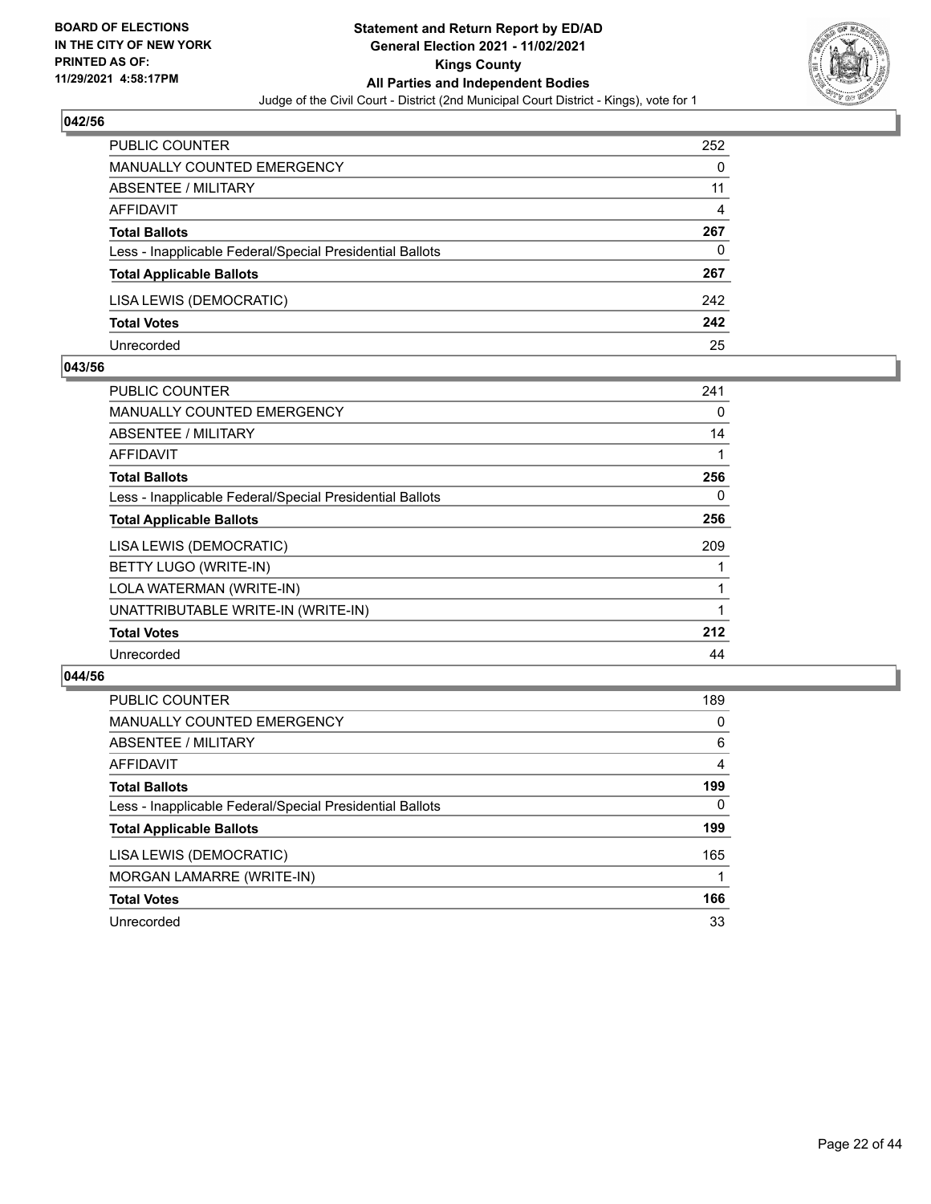**BOARD OF ELECTIONS IN THE CITY OF NEW YORK PRINTED AS OF: 11/29/2021 4:58:17PM**

**Statement and Return Report by ED/AD General Election 2021 - 11/02/2021 Kings County All Parties and Independent Bodies**

Judge of the Civil Court - District (2nd Municipal Court District - Kings), vote for 1

## 042/56

| | |
|---|---|
| PUBLIC COUNTER | 252 |
| MANUALLY COUNTED EMERGENCY | 0 |
| ABSENTEE / MILITARY | 11 |
| AFFIDAVIT | 4 |
| **Total Ballots** | **267** |
| Less - Inapplicable Federal/Special Presidential Ballots | 0 |
| **Total Applicable Ballots** | **267** |
| LISA LEWIS (DEMOCRATIC) | 242 |
| **Total Votes** | **242** |
| Unrecorded | 25 |

## 043/56

| | |
|---|---|
| PUBLIC COUNTER | 241 |
| MANUALLY COUNTED EMERGENCY | 0 |
| ABSENTEE / MILITARY | 14 |
| AFFIDAVIT | 1 |
| **Total Ballots** | **256** |
| Less - Inapplicable Federal/Special Presidential Ballots | 0 |
| **Total Applicable Ballots** | **256** |
| LISA LEWIS (DEMOCRATIC) | 209 |
| BETTY LUGO (WRITE-IN) | 1 |
| LOLA WATERMAN (WRITE-IN) | 1 |
| UNATTRIBUTABLE WRITE-IN (WRITE-IN) | 1 |
| **Total Votes** | **212** |
| Unrecorded | 44 |

## 044/56

| | |
|---|---|
| PUBLIC COUNTER | 189 |
| MANUALLY COUNTED EMERGENCY | 0 |
| ABSENTEE / MILITARY | 6 |
| AFFIDAVIT | 4 |
| **Total Ballots** | **199** |
| Less - Inapplicable Federal/Special Presidential Ballots | 0 |
| **Total Applicable Ballots** | **199** |
| LISA LEWIS (DEMOCRATIC) | 165 |
| MORGAN LAMARRE (WRITE-IN) | 1 |
| **Total Votes** | **166** |
| Unrecorded | 33 |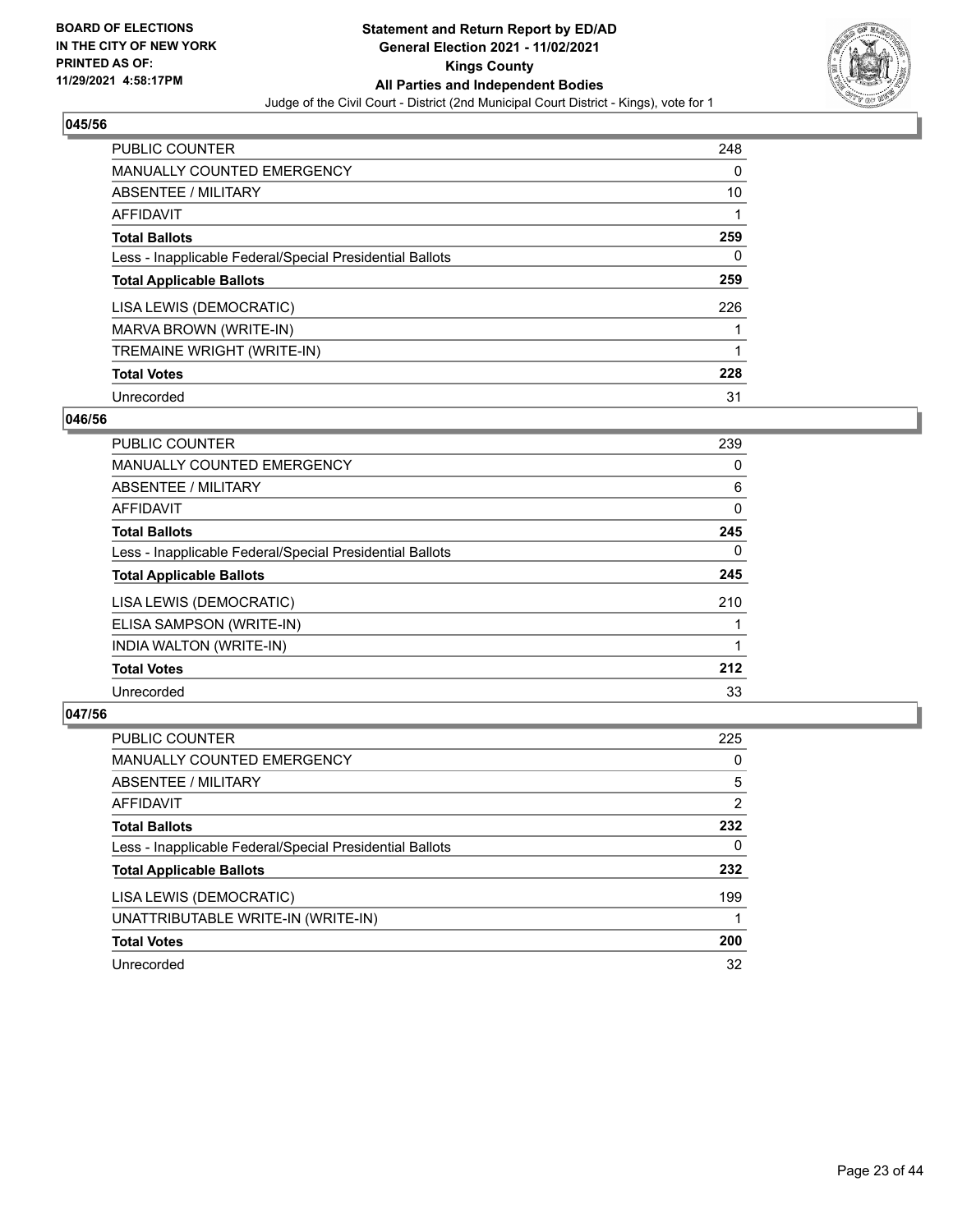**BOARD OF ELECTIONS IN THE CITY OF NEW YORK PRINTED AS OF: 11/29/2021 4:58:17PM**

**Statement and Return Report by ED/AD General Election 2021 - 11/02/2021 Kings County All Parties and Independent Bodies**

Judge of the Civil Court - District (2nd Municipal Court District - Kings), vote for 1

## 045/56

| | |
|---|---|
| PUBLIC COUNTER | 248 |
| MANUALLY COUNTED EMERGENCY | 0 |
| ABSENTEE / MILITARY | 10 |
| AFFIDAVIT | 1 |
| **Total Ballots** | **259** |
| Less - Inapplicable Federal/Special Presidential Ballots | 0 |
| **Total Applicable Ballots** | **259** |
| LISA LEWIS (DEMOCRATIC) | 226 |
| MARVA BROWN (WRITE-IN) | 1 |
| TREMAINE WRIGHT (WRITE-IN) | 1 |
| **Total Votes** | **228** |
| Unrecorded | 31 |

## 046/56

| | |
|---|---|
| PUBLIC COUNTER | 239 |
| MANUALLY COUNTED EMERGENCY | 0 |
| ABSENTEE / MILITARY | 6 |
| AFFIDAVIT | 0 |
| **Total Ballots** | **245** |
| Less - Inapplicable Federal/Special Presidential Ballots | 0 |
| **Total Applicable Ballots** | **245** |
| LISA LEWIS (DEMOCRATIC) | 210 |
| ELISA SAMPSON (WRITE-IN) | 1 |
| INDIA WALTON (WRITE-IN) | 1 |
| **Total Votes** | **212** |
| Unrecorded | 33 |

## 047/56

| | |
|---|---|
| PUBLIC COUNTER | 225 |
| MANUALLY COUNTED EMERGENCY | 0 |
| ABSENTEE / MILITARY | 5 |
| AFFIDAVIT | 2 |
| **Total Ballots** | **232** |
| Less - Inapplicable Federal/Special Presidential Ballots | 0 |
| **Total Applicable Ballots** | **232** |
| LISA LEWIS (DEMOCRATIC) | 199 |
| UNATTRIBUTABLE WRITE-IN (WRITE-IN) | 1 |
| **Total Votes** | **200** |
| Unrecorded | 32 |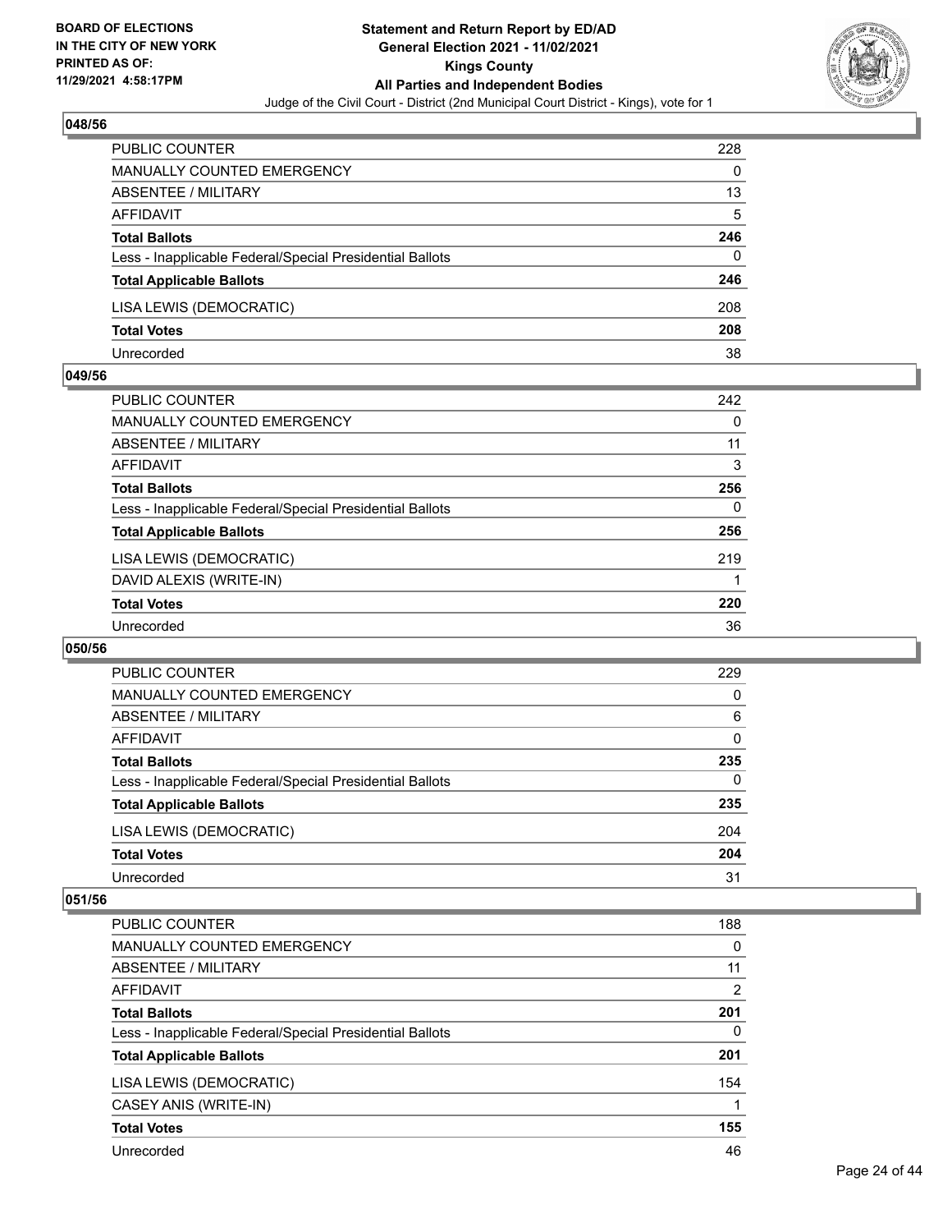### 048/56

| | |
|---|---|
| PUBLIC COUNTER | 228 |
| MANUALLY COUNTED EMERGENCY | 0 |
| ABSENTEE / MILITARY | 13 |
| AFFIDAVIT | 5 |
| **Total Ballots** | **246** |
| Less - Inapplicable Federal/Special Presidential Ballots | 0 |
| **Total Applicable Ballots** | **246** |
| LISA LEWIS (DEMOCRATIC) | 208 |
| **Total Votes** | **208** |
| Unrecorded | 38 |

### 049/56

| | |
|---|---|
| PUBLIC COUNTER | 242 |
| MANUALLY COUNTED EMERGENCY | 0 |
| ABSENTEE / MILITARY | 11 |
| AFFIDAVIT | 3 |
| **Total Ballots** | **256** |
| Less - Inapplicable Federal/Special Presidential Ballots | 0 |
| **Total Applicable Ballots** | **256** |
| LISA LEWIS (DEMOCRATIC) | 219 |
| DAVID ALEXIS (WRITE-IN) | 1 |
| **Total Votes** | **220** |
| Unrecorded | 36 |

### 050/56

| | |
|---|---|
| PUBLIC COUNTER | 229 |
| MANUALLY COUNTED EMERGENCY | 0 |
| ABSENTEE / MILITARY | 6 |
| AFFIDAVIT | 0 |
| **Total Ballots** | **235** |
| Less - Inapplicable Federal/Special Presidential Ballots | 0 |
| **Total Applicable Ballots** | **235** |
| LISA LEWIS (DEMOCRATIC) | 204 |
| **Total Votes** | **204** |
| Unrecorded | 31 |

### 051/56

| | |
|---|---|
| PUBLIC COUNTER | 188 |
| MANUALLY COUNTED EMERGENCY | 0 |
| ABSENTEE / MILITARY | 11 |
| AFFIDAVIT | 2 |
| **Total Ballots** | **201** |
| Less - Inapplicable Federal/Special Presidential Ballots | 0 |
| **Total Applicable Ballots** | **201** |
| LISA LEWIS (DEMOCRATIC) | 154 |
| CASEY ANIS (WRITE-IN) | 1 |
| **Total Votes** | **155** |
| Unrecorded | 46 |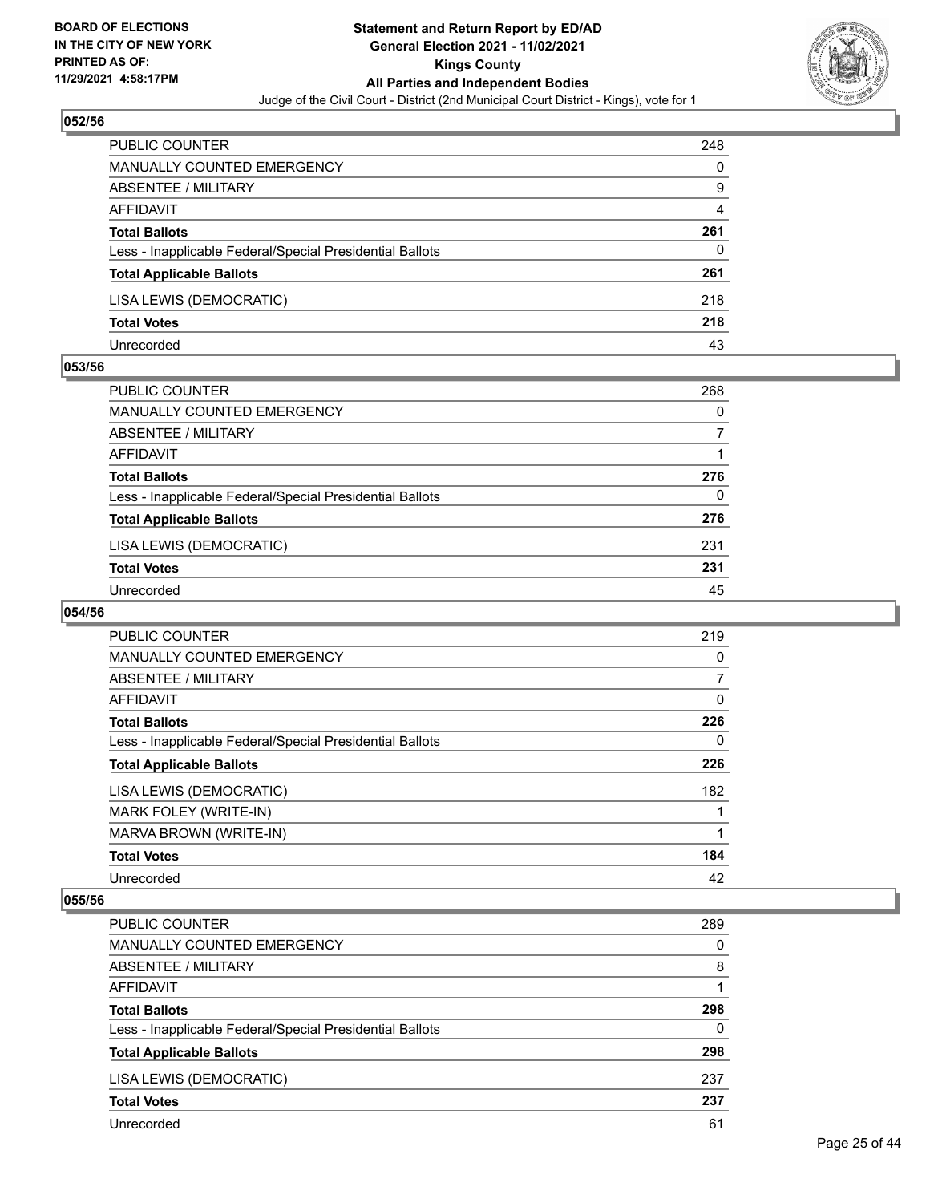**BOARD OF ELECTIONS IN THE CITY OF NEW YORK PRINTED AS OF: 11/29/2021 4:58:17PM**

**Statement and Return Report by ED/AD General Election 2021 - 11/02/2021 Kings County All Parties and Independent Bodies**

Judge of the Civil Court - District (2nd Municipal Court District - Kings), vote for 1

### 052/56

| | |
|---|---|
| PUBLIC COUNTER | 248 |
| MANUALLY COUNTED EMERGENCY | 0 |
| ABSENTEE / MILITARY | 9 |
| AFFIDAVIT | 4 |
| **Total Ballots** | **261** |
| Less - Inapplicable Federal/Special Presidential Ballots | 0 |
| **Total Applicable Ballots** | **261** |
| LISA LEWIS (DEMOCRATIC) | 218 |
| **Total Votes** | **218** |
| Unrecorded | 43 |

### 053/56

| | |
|---|---|
| PUBLIC COUNTER | 268 |
| MANUALLY COUNTED EMERGENCY | 0 |
| ABSENTEE / MILITARY | 7 |
| AFFIDAVIT | 1 |
| **Total Ballots** | **276** |
| Less - Inapplicable Federal/Special Presidential Ballots | 0 |
| **Total Applicable Ballots** | **276** |
| LISA LEWIS (DEMOCRATIC) | 231 |
| **Total Votes** | **231** |
| Unrecorded | 45 |

### 054/56

| | |
|---|---|
| PUBLIC COUNTER | 219 |
| MANUALLY COUNTED EMERGENCY | 0 |
| ABSENTEE / MILITARY | 7 |
| AFFIDAVIT | 0 |
| **Total Ballots** | **226** |
| Less - Inapplicable Federal/Special Presidential Ballots | 0 |
| **Total Applicable Ballots** | **226** |
| LISA LEWIS (DEMOCRATIC) | 182 |
| MARK FOLEY (WRITE-IN) | 1 |
| MARVA BROWN (WRITE-IN) | 1 |
| **Total Votes** | **184** |
| Unrecorded | 42 |

### 055/56

| | |
|---|---|
| PUBLIC COUNTER | 289 |
| MANUALLY COUNTED EMERGENCY | 0 |
| ABSENTEE / MILITARY | 8 |
| AFFIDAVIT | 1 |
| **Total Ballots** | **298** |
| Less - Inapplicable Federal/Special Presidential Ballots | 0 |
| **Total Applicable Ballots** | **298** |
| LISA LEWIS (DEMOCRATIC) | 237 |
| **Total Votes** | **237** |
| Unrecorded | 61 |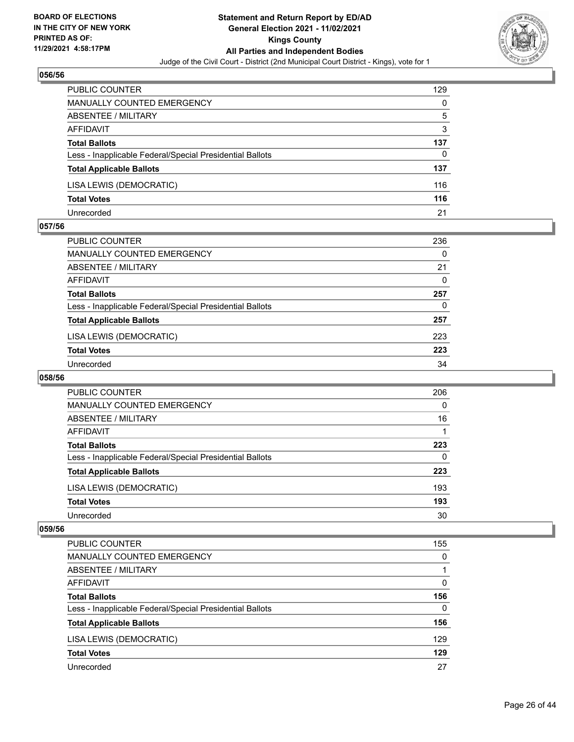## 056/56

| | |
|---|---|
| PUBLIC COUNTER | 129 |
| MANUALLY COUNTED EMERGENCY | 0 |
| ABSENTEE / MILITARY | 5 |
| AFFIDAVIT | 3 |
| **Total Ballots** | **137** |
| Less - Inapplicable Federal/Special Presidential Ballots | 0 |
| **Total Applicable Ballots** | **137** |
| LISA LEWIS (DEMOCRATIC) | 116 |
| **Total Votes** | **116** |
| Unrecorded | 21 |

## 057/56

| | |
|---|---|
| PUBLIC COUNTER | 236 |
| MANUALLY COUNTED EMERGENCY | 0 |
| ABSENTEE / MILITARY | 21 |
| AFFIDAVIT | 0 |
| **Total Ballots** | **257** |
| Less - Inapplicable Federal/Special Presidential Ballots | 0 |
| **Total Applicable Ballots** | **257** |
| LISA LEWIS (DEMOCRATIC) | 223 |
| **Total Votes** | **223** |
| Unrecorded | 34 |

## 058/56

| | |
|---|---|
| PUBLIC COUNTER | 206 |
| MANUALLY COUNTED EMERGENCY | 0 |
| ABSENTEE / MILITARY | 16 |
| AFFIDAVIT | 1 |
| **Total Ballots** | **223** |
| Less - Inapplicable Federal/Special Presidential Ballots | 0 |
| **Total Applicable Ballots** | **223** |
| LISA LEWIS (DEMOCRATIC) | 193 |
| **Total Votes** | **193** |
| Unrecorded | 30 |

## 059/56

| | |
|---|---|
| PUBLIC COUNTER | 155 |
| MANUALLY COUNTED EMERGENCY | 0 |
| ABSENTEE / MILITARY | 1 |
| AFFIDAVIT | 0 |
| **Total Ballots** | **156** |
| Less - Inapplicable Federal/Special Presidential Ballots | 0 |
| **Total Applicable Ballots** | **156** |
| LISA LEWIS (DEMOCRATIC) | 129 |
| **Total Votes** | **129** |
| Unrecorded | 27 |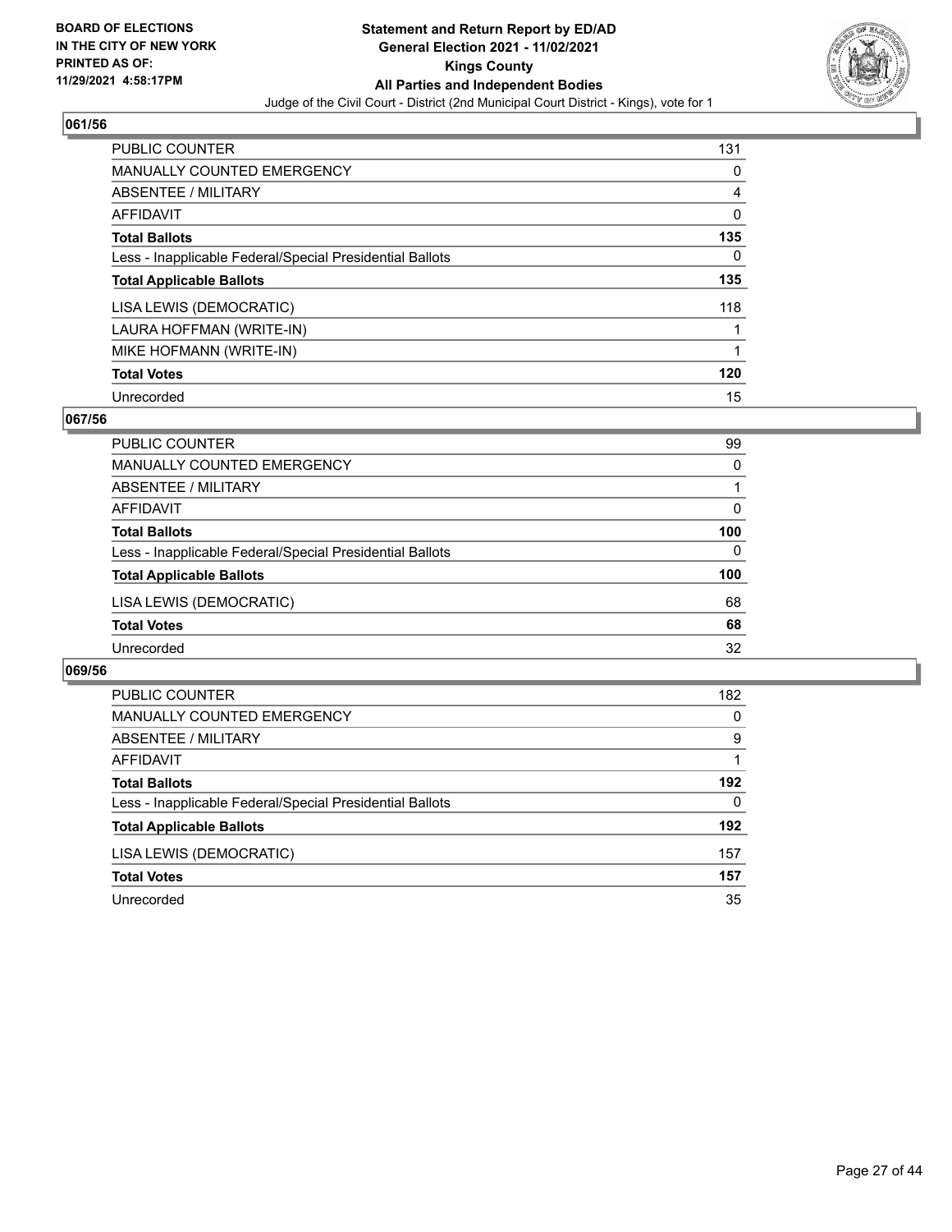BOARD OF ELECTIONS
IN THE CITY OF NEW YORK
PRINTED AS OF:
11/29/2021 4:58:17PM

**Statement and Return Report by ED/AD**
**General Election 2021 - 11/02/2021**
**Kings County**
**All Parties and Independent Bodies**
Judge of the Civil Court - District (2nd Municipal Court District - Kings), vote for 1

## 061/56

| | |
|---|---|
| PUBLIC COUNTER | 131 |
| MANUALLY COUNTED EMERGENCY | 0 |
| ABSENTEE / MILITARY | 4 |
| AFFIDAVIT | 0 |
| **Total Ballots** | **135** |
| Less - Inapplicable Federal/Special Presidential Ballots | 0 |
| **Total Applicable Ballots** | **135** |
| LISA LEWIS (DEMOCRATIC) | 118 |
| LAURA HOFFMAN (WRITE-IN) | 1 |
| MIKE HOFMANN (WRITE-IN) | 1 |
| **Total Votes** | **120** |
| Unrecorded | 15 |

## 067/56

| | |
|---|---|
| PUBLIC COUNTER | 99 |
| MANUALLY COUNTED EMERGENCY | 0 |
| ABSENTEE / MILITARY | 1 |
| AFFIDAVIT | 0 |
| **Total Ballots** | **100** |
| Less - Inapplicable Federal/Special Presidential Ballots | 0 |
| **Total Applicable Ballots** | **100** |
| LISA LEWIS (DEMOCRATIC) | 68 |
| **Total Votes** | **68** |
| Unrecorded | 32 |

## 069/56

| | |
|---|---|
| PUBLIC COUNTER | 182 |
| MANUALLY COUNTED EMERGENCY | 0 |
| ABSENTEE / MILITARY | 9 |
| AFFIDAVIT | 1 |
| **Total Ballots** | **192** |
| Less - Inapplicable Federal/Special Presidential Ballots | 0 |
| **Total Applicable Ballots** | **192** |
| LISA LEWIS (DEMOCRATIC) | 157 |
| **Total Votes** | **157** |
| Unrecorded | 35 |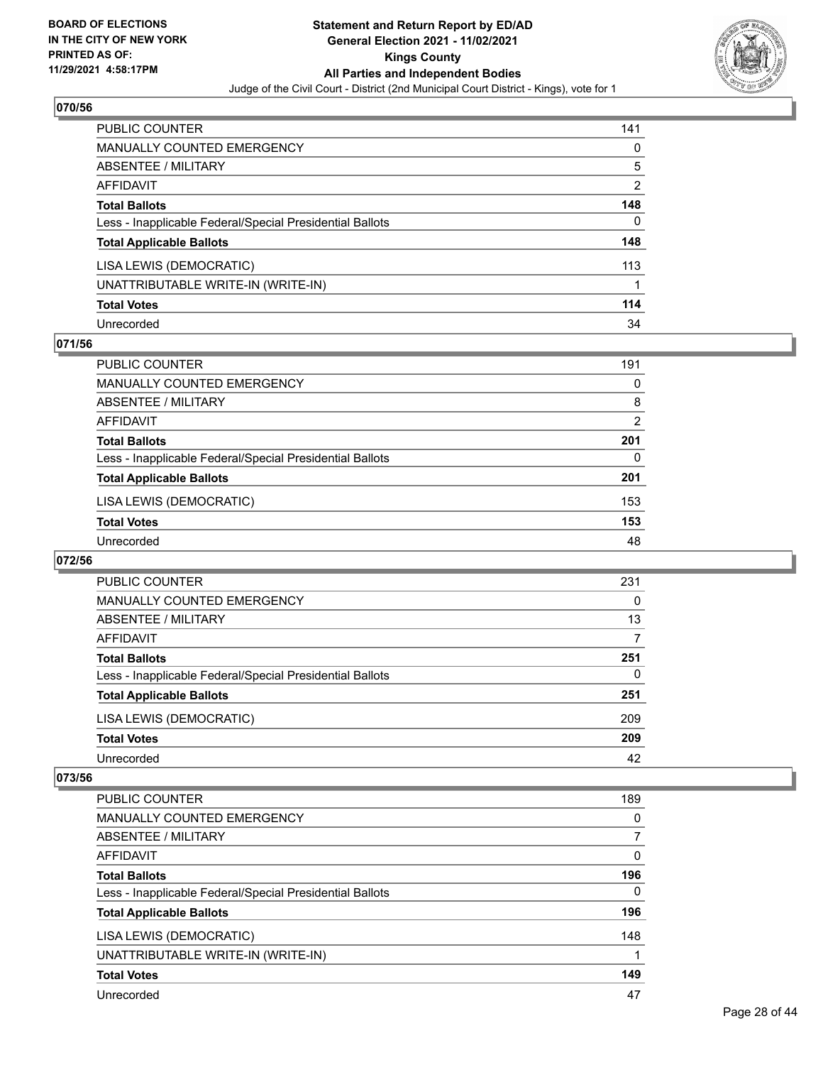**BOARD OF ELECTIONS IN THE CITY OF NEW YORK PRINTED AS OF: 11/29/2021 4:58:17PM**

**Statement and Return Report by ED/AD General Election 2021 - 11/02/2021 Kings County All Parties and Independent Bodies**

Judge of the Civil Court - District (2nd Municipal Court District - Kings), vote for 1

## 070/56

| | |
|---|---|
| PUBLIC COUNTER | 141 |
| MANUALLY COUNTED EMERGENCY | 0 |
| ABSENTEE / MILITARY | 5 |
| AFFIDAVIT | 2 |
| **Total Ballots** | **148** |
| Less - Inapplicable Federal/Special Presidential Ballots | 0 |
| **Total Applicable Ballots** | **148** |
| LISA LEWIS (DEMOCRATIC) | 113 |
| UNATTRIBUTABLE WRITE-IN (WRITE-IN) | 1 |
| **Total Votes** | **114** |
| Unrecorded | 34 |

## 071/56

| | |
|---|---|
| PUBLIC COUNTER | 191 |
| MANUALLY COUNTED EMERGENCY | 0 |
| ABSENTEE / MILITARY | 8 |
| AFFIDAVIT | 2 |
| **Total Ballots** | **201** |
| Less - Inapplicable Federal/Special Presidential Ballots | 0 |
| **Total Applicable Ballots** | **201** |
| LISA LEWIS (DEMOCRATIC) | 153 |
| **Total Votes** | **153** |
| Unrecorded | 48 |

## 072/56

| | |
|---|---|
| PUBLIC COUNTER | 231 |
| MANUALLY COUNTED EMERGENCY | 0 |
| ABSENTEE / MILITARY | 13 |
| AFFIDAVIT | 7 |
| **Total Ballots** | **251** |
| Less - Inapplicable Federal/Special Presidential Ballots | 0 |
| **Total Applicable Ballots** | **251** |
| LISA LEWIS (DEMOCRATIC) | 209 |
| **Total Votes** | **209** |
| Unrecorded | 42 |

## 073/56

| | |
|---|---|
| PUBLIC COUNTER | 189 |
| MANUALLY COUNTED EMERGENCY | 0 |
| ABSENTEE / MILITARY | 7 |
| AFFIDAVIT | 0 |
| **Total Ballots** | **196** |
| Less - Inapplicable Federal/Special Presidential Ballots | 0 |
| **Total Applicable Ballots** | **196** |
| LISA LEWIS (DEMOCRATIC) | 148 |
| UNATTRIBUTABLE WRITE-IN (WRITE-IN) | 1 |
| **Total Votes** | **149** |
| Unrecorded | 47 |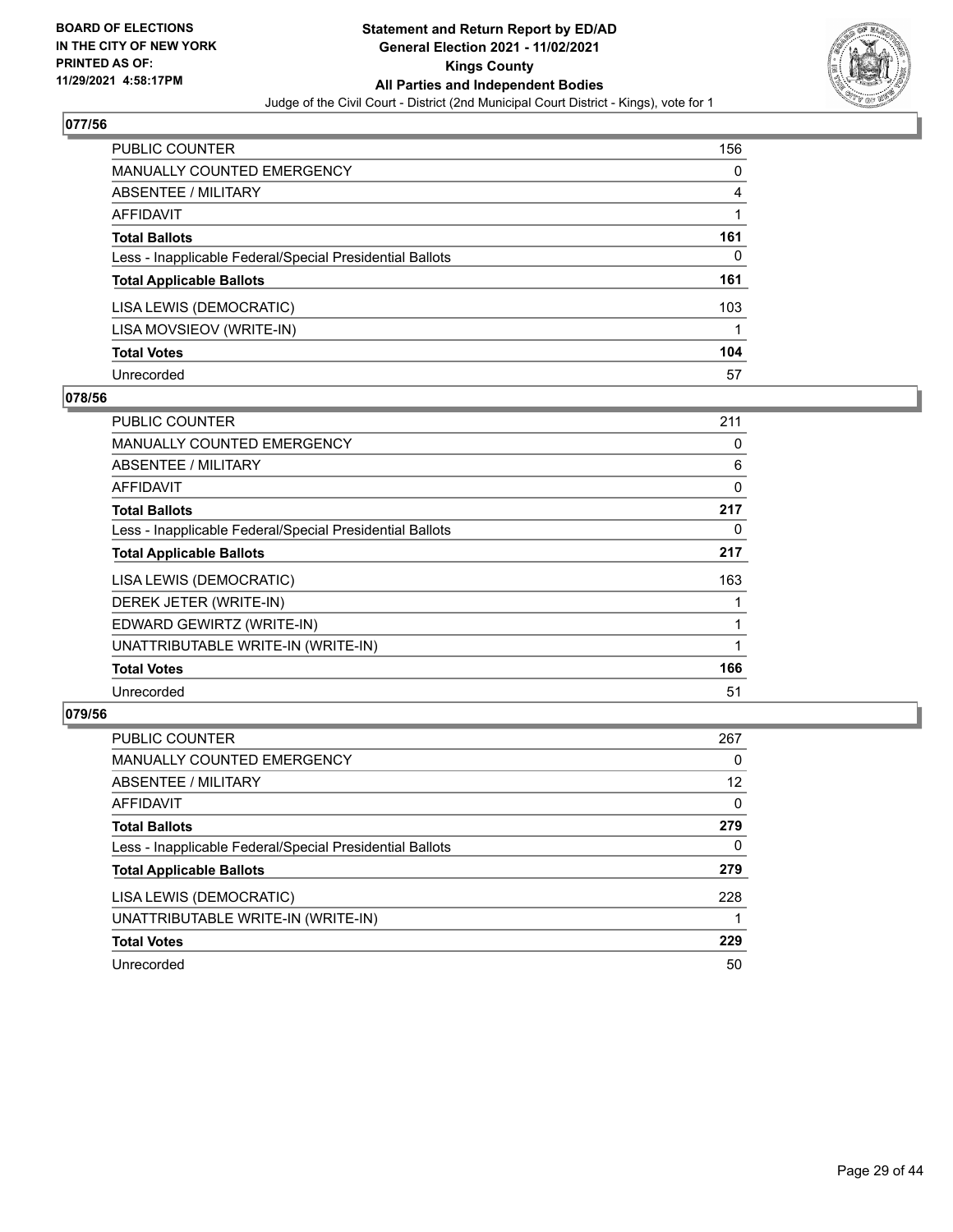## 077/56

| | |
|---|---|
| PUBLIC COUNTER | 156 |
| MANUALLY COUNTED EMERGENCY | 0 |
| ABSENTEE / MILITARY | 4 |
| AFFIDAVIT | 1 |
| **Total Ballots** | **161** |
| Less - Inapplicable Federal/Special Presidential Ballots | 0 |
| **Total Applicable Ballots** | **161** |
| LISA LEWIS (DEMOCRATIC) | 103 |
| LISA MOVSIEOV (WRITE-IN) | 1 |
| **Total Votes** | **104** |
| Unrecorded | 57 |

## 078/56

| | |
|---|---|
| PUBLIC COUNTER | 211 |
| MANUALLY COUNTED EMERGENCY | 0 |
| ABSENTEE / MILITARY | 6 |
| AFFIDAVIT | 0 |
| **Total Ballots** | **217** |
| Less - Inapplicable Federal/Special Presidential Ballots | 0 |
| **Total Applicable Ballots** | **217** |
| LISA LEWIS (DEMOCRATIC) | 163 |
| DEREK JETER (WRITE-IN) | 1 |
| EDWARD GEWIRTZ (WRITE-IN) | 1 |
| UNATTRIBUTABLE WRITE-IN (WRITE-IN) | 1 |
| **Total Votes** | **166** |
| Unrecorded | 51 |

## 079/56

| | |
|---|---|
| PUBLIC COUNTER | 267 |
| MANUALLY COUNTED EMERGENCY | 0 |
| ABSENTEE / MILITARY | 12 |
| AFFIDAVIT | 0 |
| **Total Ballots** | **279** |
| Less - Inapplicable Federal/Special Presidential Ballots | 0 |
| **Total Applicable Ballots** | **279** |
| LISA LEWIS (DEMOCRATIC) | 228 |
| UNATTRIBUTABLE WRITE-IN (WRITE-IN) | 1 |
| **Total Votes** | **229** |
| Unrecorded | 50 |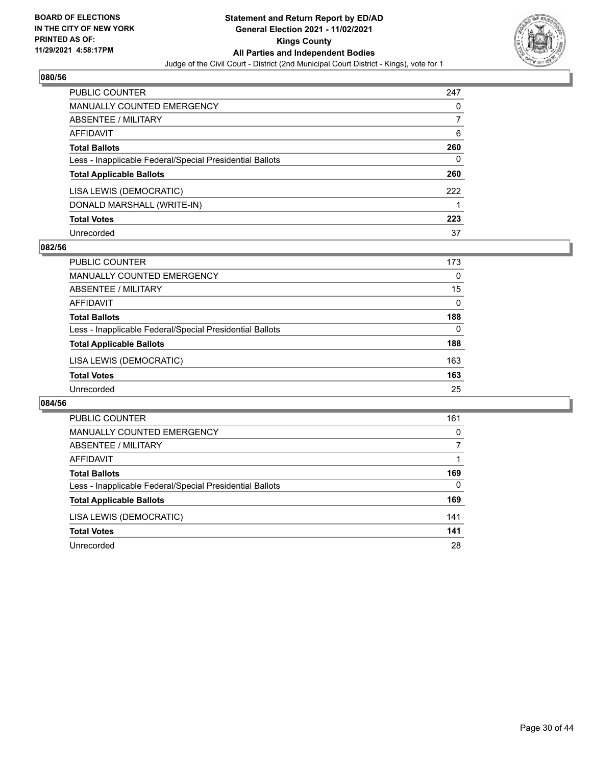**BOARD OF ELECTIONS IN THE CITY OF NEW YORK PRINTED AS OF: 11/29/2021 4:58:17PM**

# Statement and Return Report by ED/AD
## General Election 2021 - 11/02/2021
## Kings County
## All Parties and Independent Bodies
### Judge of the Civil Court - District (2nd Municipal Court District - Kings), vote for 1

### 080/56

| | |
|---|---|
| PUBLIC COUNTER | 247 |
| MANUALLY COUNTED EMERGENCY | 0 |
| ABSENTEE / MILITARY | 7 |
| AFFIDAVIT | 6 |
| **Total Ballots** | **260** |
| Less - Inapplicable Federal/Special Presidential Ballots | 0 |
| **Total Applicable Ballots** | **260** |
| LISA LEWIS (DEMOCRATIC) | 222 |
| DONALD MARSHALL (WRITE-IN) | 1 |
| **Total Votes** | **223** |
| Unrecorded | 37 |

### 082/56

| | |
|---|---|
| PUBLIC COUNTER | 173 |
| MANUALLY COUNTED EMERGENCY | 0 |
| ABSENTEE / MILITARY | 15 |
| AFFIDAVIT | 0 |
| **Total Ballots** | **188** |
| Less - Inapplicable Federal/Special Presidential Ballots | 0 |
| **Total Applicable Ballots** | **188** |
| LISA LEWIS (DEMOCRATIC) | 163 |
| **Total Votes** | **163** |
| Unrecorded | 25 |

### 084/56

| | |
|---|---|
| PUBLIC COUNTER | 161 |
| MANUALLY COUNTED EMERGENCY | 0 |
| ABSENTEE / MILITARY | 7 |
| AFFIDAVIT | 1 |
| **Total Ballots** | **169** |
| Less - Inapplicable Federal/Special Presidential Ballots | 0 |
| **Total Applicable Ballots** | **169** |
| LISA LEWIS (DEMOCRATIC) | 141 |
| **Total Votes** | **141** |
| Unrecorded | 28 |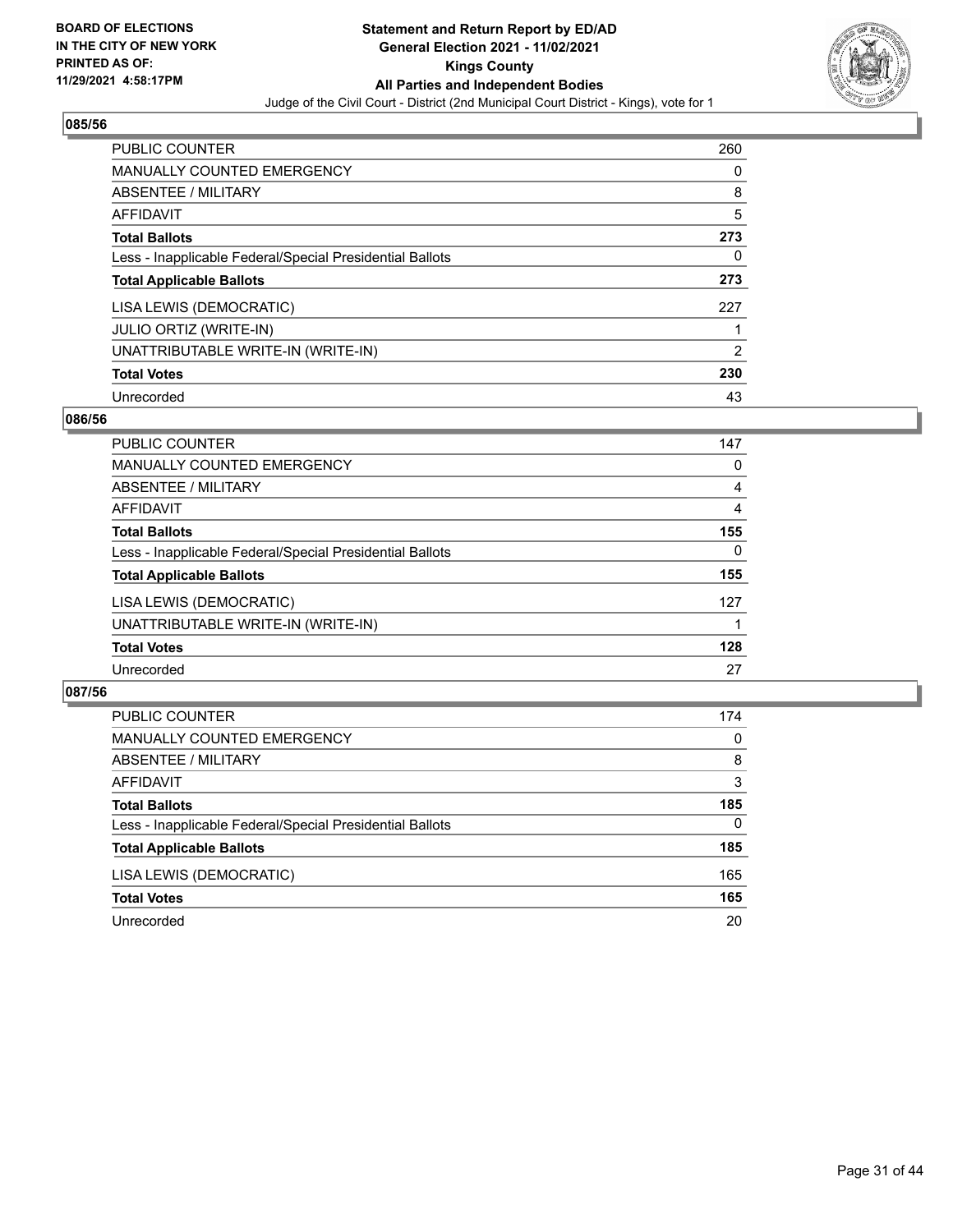## 085/56

| | |
|---|---|
| PUBLIC COUNTER | 260 |
| MANUALLY COUNTED EMERGENCY | 0 |
| ABSENTEE / MILITARY | 8 |
| AFFIDAVIT | 5 |
| **Total Ballots** | **273** |
| Less - Inapplicable Federal/Special Presidential Ballots | 0 |
| **Total Applicable Ballots** | **273** |
| LISA LEWIS (DEMOCRATIC) | 227 |
| JULIO ORTIZ (WRITE-IN) | 1 |
| UNATTRIBUTABLE WRITE-IN (WRITE-IN) | 2 |
| **Total Votes** | **230** |
| Unrecorded | 43 |

## 086/56

| | |
|---|---|
| PUBLIC COUNTER | 147 |
| MANUALLY COUNTED EMERGENCY | 0 |
| ABSENTEE / MILITARY | 4 |
| AFFIDAVIT | 4 |
| **Total Ballots** | **155** |
| Less - Inapplicable Federal/Special Presidential Ballots | 0 |
| **Total Applicable Ballots** | **155** |
| LISA LEWIS (DEMOCRATIC) | 127 |
| UNATTRIBUTABLE WRITE-IN (WRITE-IN) | 1 |
| **Total Votes** | **128** |
| Unrecorded | 27 |

## 087/56

| | |
|---|---|
| PUBLIC COUNTER | 174 |
| MANUALLY COUNTED EMERGENCY | 0 |
| ABSENTEE / MILITARY | 8 |
| AFFIDAVIT | 3 |
| **Total Ballots** | **185** |
| Less - Inapplicable Federal/Special Presidential Ballots | 0 |
| **Total Applicable Ballots** | **185** |
| LISA LEWIS (DEMOCRATIC) | 165 |
| **Total Votes** | **165** |
| Unrecorded | 20 |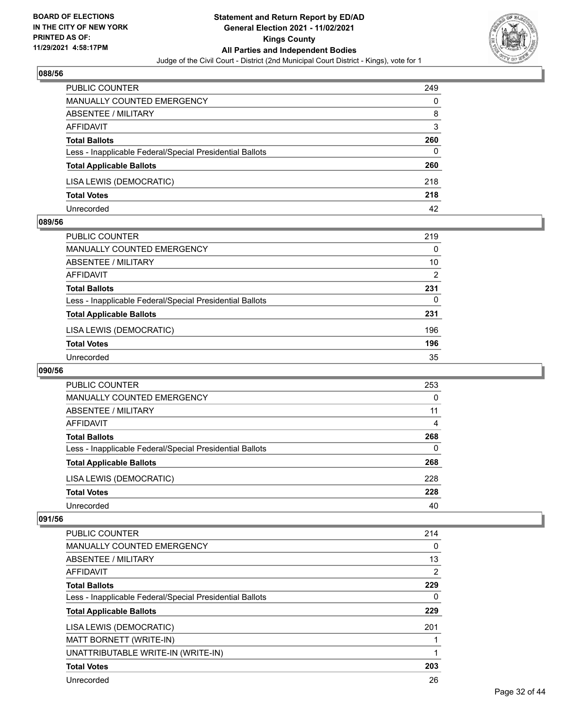BOARD OF ELECTIONS
IN THE CITY OF NEW YORK
PRINTED AS OF:
11/29/2021 4:58:17PM

**Statement and Return Report by ED/AD**
**General Election 2021 - 11/02/2021**
**Kings County**
**All Parties and Independent Bodies**
Judge of the Civil Court - District (2nd Municipal Court District - Kings), vote for 1

### 088/56

| | |
|---|---|
| PUBLIC COUNTER | 249 |
| MANUALLY COUNTED EMERGENCY | 0 |
| ABSENTEE / MILITARY | 8 |
| AFFIDAVIT | 3 |
| **Total Ballots** | **260** |
| Less - Inapplicable Federal/Special Presidential Ballots | 0 |
| **Total Applicable Ballots** | **260** |
| LISA LEWIS (DEMOCRATIC) | 218 |
| **Total Votes** | **218** |
| Unrecorded | 42 |

### 089/56

| | |
|---|---|
| PUBLIC COUNTER | 219 |
| MANUALLY COUNTED EMERGENCY | 0 |
| ABSENTEE / MILITARY | 10 |
| AFFIDAVIT | 2 |
| **Total Ballots** | **231** |
| Less - Inapplicable Federal/Special Presidential Ballots | 0 |
| **Total Applicable Ballots** | **231** |
| LISA LEWIS (DEMOCRATIC) | 196 |
| **Total Votes** | **196** |
| Unrecorded | 35 |

### 090/56

| | |
|---|---|
| PUBLIC COUNTER | 253 |
| MANUALLY COUNTED EMERGENCY | 0 |
| ABSENTEE / MILITARY | 11 |
| AFFIDAVIT | 4 |
| **Total Ballots** | **268** |
| Less - Inapplicable Federal/Special Presidential Ballots | 0 |
| **Total Applicable Ballots** | **268** |
| LISA LEWIS (DEMOCRATIC) | 228 |
| **Total Votes** | **228** |
| Unrecorded | 40 |

### 091/56

| | |
|---|---|
| PUBLIC COUNTER | 214 |
| MANUALLY COUNTED EMERGENCY | 0 |
| ABSENTEE / MILITARY | 13 |
| AFFIDAVIT | 2 |
| **Total Ballots** | **229** |
| Less - Inapplicable Federal/Special Presidential Ballots | 0 |
| **Total Applicable Ballots** | **229** |
| LISA LEWIS (DEMOCRATIC) | 201 |
| MATT BORNETT (WRITE-IN) | 1 |
| UNATTRIBUTABLE WRITE-IN (WRITE-IN) | 1 |
| **Total Votes** | **203** |
| Unrecorded | 26 |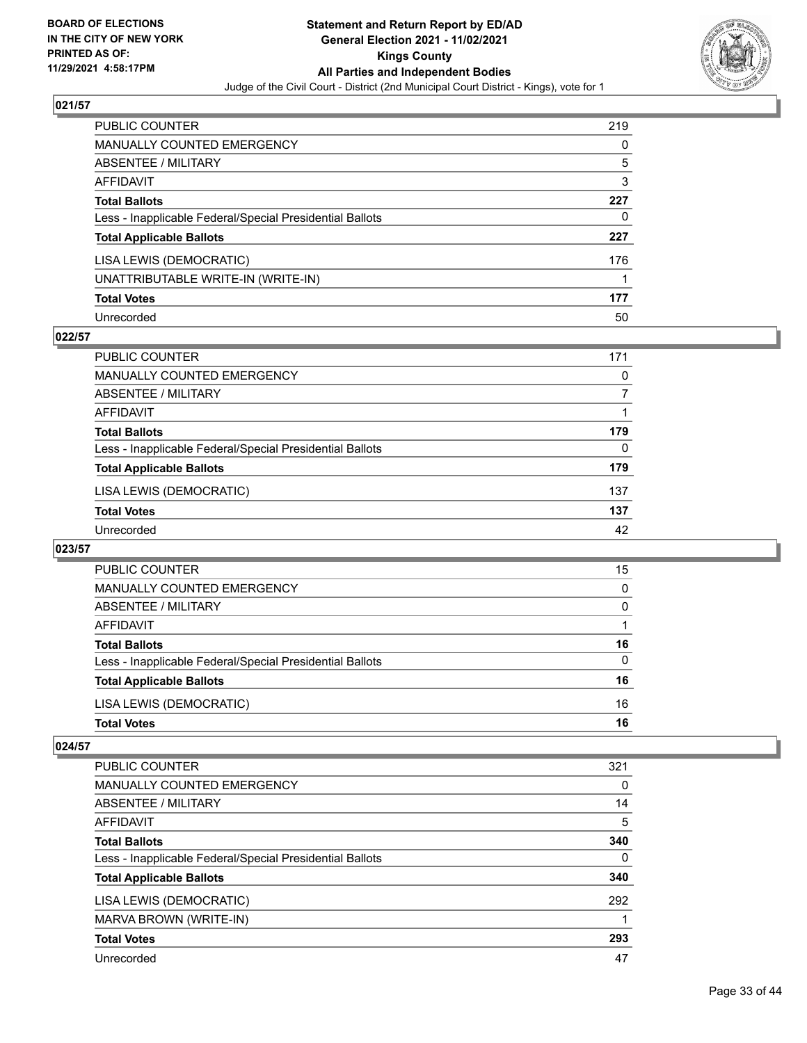## 021/57

| | |
|---|---|
| PUBLIC COUNTER | 219 |
| MANUALLY COUNTED EMERGENCY | 0 |
| ABSENTEE / MILITARY | 5 |
| AFFIDAVIT | 3 |
| **Total Ballots** | **227** |
| Less - Inapplicable Federal/Special Presidential Ballots | 0 |
| **Total Applicable Ballots** | **227** |
| LISA LEWIS (DEMOCRATIC) | 176 |
| UNATTRIBUTABLE WRITE-IN (WRITE-IN) | 1 |
| **Total Votes** | **177** |
| Unrecorded | 50 |

## 022/57

| | |
|---|---|
| PUBLIC COUNTER | 171 |
| MANUALLY COUNTED EMERGENCY | 0 |
| ABSENTEE / MILITARY | 7 |
| AFFIDAVIT | 1 |
| **Total Ballots** | **179** |
| Less - Inapplicable Federal/Special Presidential Ballots | 0 |
| **Total Applicable Ballots** | **179** |
| LISA LEWIS (DEMOCRATIC) | 137 |
| **Total Votes** | **137** |
| Unrecorded | 42 |

## 023/57

| | |
|---|---|
| PUBLIC COUNTER | 15 |
| MANUALLY COUNTED EMERGENCY | 0 |
| ABSENTEE / MILITARY | 0 |
| AFFIDAVIT | 1 |
| **Total Ballots** | **16** |
| Less - Inapplicable Federal/Special Presidential Ballots | 0 |
| **Total Applicable Ballots** | **16** |
| LISA LEWIS (DEMOCRATIC) | 16 |
| **Total Votes** | **16** |

## 024/57

| | |
|---|---|
| PUBLIC COUNTER | 321 |
| MANUALLY COUNTED EMERGENCY | 0 |
| ABSENTEE / MILITARY | 14 |
| AFFIDAVIT | 5 |
| **Total Ballots** | **340** |
| Less - Inapplicable Federal/Special Presidential Ballots | 0 |
| **Total Applicable Ballots** | **340** |
| LISA LEWIS (DEMOCRATIC) | 292 |
| MARVA BROWN (WRITE-IN) | 1 |
| **Total Votes** | **293** |
| Unrecorded | 47 |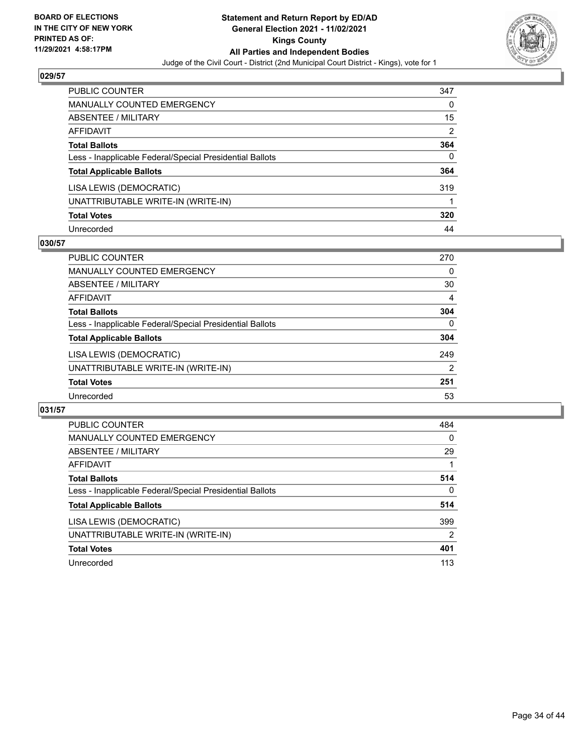BOARD OF ELECTIONS IN THE CITY OF NEW YORK PRINTED AS OF: 11/29/2021 4:58:17PM

**Statement and Return Report by ED/AD**
**General Election 2021 - 11/02/2021**
**Kings County**
**All Parties and Independent Bodies**
Judge of the Civil Court - District (2nd Municipal Court District - Kings), vote for 1

## 029/57

| | |
|---|---|
| PUBLIC COUNTER | 347 |
| MANUALLY COUNTED EMERGENCY | 0 |
| ABSENTEE / MILITARY | 15 |
| AFFIDAVIT | 2 |
| **Total Ballots** | **364** |
| Less - Inapplicable Federal/Special Presidential Ballots | 0 |
| **Total Applicable Ballots** | **364** |
| LISA LEWIS (DEMOCRATIC) | 319 |
| UNATTRIBUTABLE WRITE-IN (WRITE-IN) | 1 |
| **Total Votes** | **320** |
| Unrecorded | 44 |

## 030/57

| | |
|---|---|
| PUBLIC COUNTER | 270 |
| MANUALLY COUNTED EMERGENCY | 0 |
| ABSENTEE / MILITARY | 30 |
| AFFIDAVIT | 4 |
| **Total Ballots** | **304** |
| Less - Inapplicable Federal/Special Presidential Ballots | 0 |
| **Total Applicable Ballots** | **304** |
| LISA LEWIS (DEMOCRATIC) | 249 |
| UNATTRIBUTABLE WRITE-IN (WRITE-IN) | 2 |
| **Total Votes** | **251** |
| Unrecorded | 53 |

## 031/57

| | |
|---|---|
| PUBLIC COUNTER | 484 |
| MANUALLY COUNTED EMERGENCY | 0 |
| ABSENTEE / MILITARY | 29 |
| AFFIDAVIT | 1 |
| **Total Ballots** | **514** |
| Less - Inapplicable Federal/Special Presidential Ballots | 0 |
| **Total Applicable Ballots** | **514** |
| LISA LEWIS (DEMOCRATIC) | 399 |
| UNATTRIBUTABLE WRITE-IN (WRITE-IN) | 2 |
| **Total Votes** | **401** |
| Unrecorded | 113 |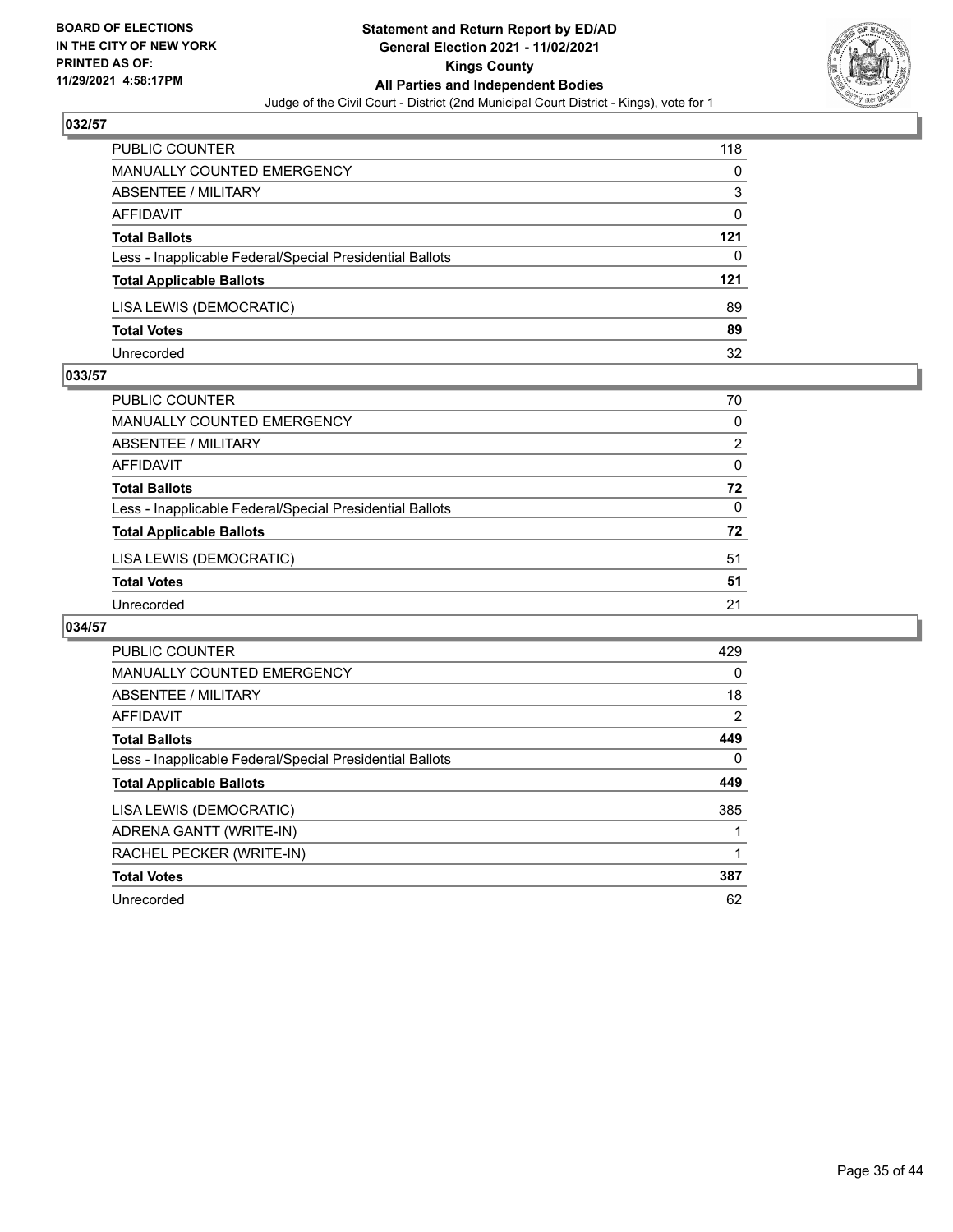## 032/57

| | |
|---|---|
| PUBLIC COUNTER | 118 |
| MANUALLY COUNTED EMERGENCY | 0 |
| ABSENTEE / MILITARY | 3 |
| AFFIDAVIT | 0 |
| **Total Ballots** | **121** |
| Less - Inapplicable Federal/Special Presidential Ballots | 0 |
| **Total Applicable Ballots** | **121** |
| LISA LEWIS (DEMOCRATIC) | 89 |
| **Total Votes** | **89** |
| Unrecorded | 32 |

## 033/57

| | |
|---|---|
| PUBLIC COUNTER | 70 |
| MANUALLY COUNTED EMERGENCY | 0 |
| ABSENTEE / MILITARY | 2 |
| AFFIDAVIT | 0 |
| **Total Ballots** | **72** |
| Less - Inapplicable Federal/Special Presidential Ballots | 0 |
| **Total Applicable Ballots** | **72** |
| LISA LEWIS (DEMOCRATIC) | 51 |
| **Total Votes** | **51** |
| Unrecorded | 21 |

## 034/57

| | |
|---|---|
| PUBLIC COUNTER | 429 |
| MANUALLY COUNTED EMERGENCY | 0 |
| ABSENTEE / MILITARY | 18 |
| AFFIDAVIT | 2 |
| **Total Ballots** | **449** |
| Less - Inapplicable Federal/Special Presidential Ballots | 0 |
| **Total Applicable Ballots** | **449** |
| LISA LEWIS (DEMOCRATIC) | 385 |
| ADRENA GANTT (WRITE-IN) | 1 |
| RACHEL PECKER (WRITE-IN) | 1 |
| **Total Votes** | **387** |
| Unrecorded | 62 |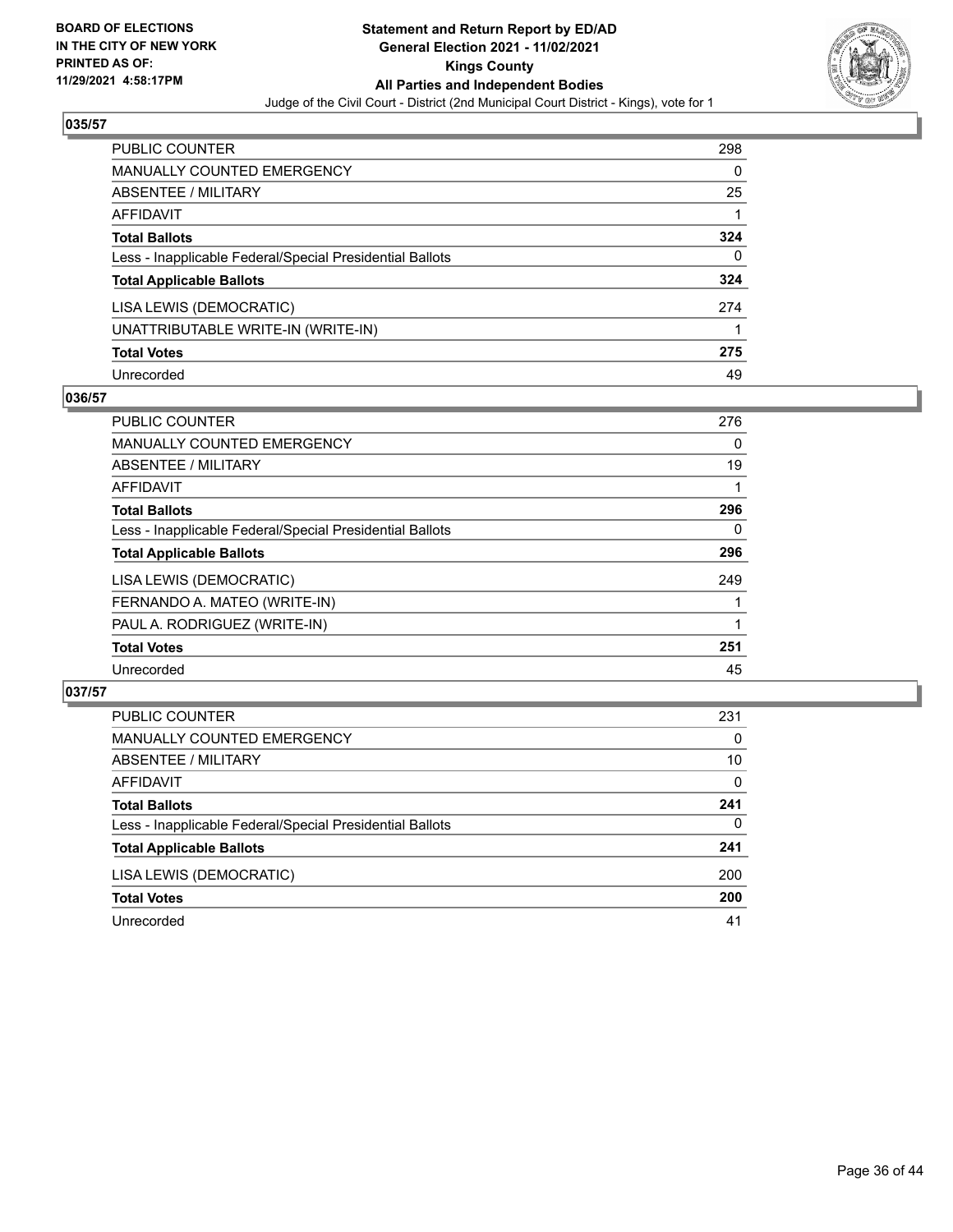BOARD OF ELECTIONS
IN THE CITY OF NEW YORK
PRINTED AS OF:
11/29/2021 4:58:17PM

**Statement and Return Report by ED/AD**
**General Election 2021 - 11/02/2021**
**Kings County**
**All Parties and Independent Bodies**
Judge of the Civil Court - District (2nd Municipal Court District - Kings), vote for 1

## 035/57

| | |
|---|---|
| PUBLIC COUNTER | 298 |
| MANUALLY COUNTED EMERGENCY | 0 |
| ABSENTEE / MILITARY | 25 |
| AFFIDAVIT | 1 |
| **Total Ballots** | **324** |
| Less - Inapplicable Federal/Special Presidential Ballots | 0 |
| **Total Applicable Ballots** | **324** |
| LISA LEWIS (DEMOCRATIC) | 274 |
| UNATTRIBUTABLE WRITE-IN (WRITE-IN) | 1 |
| **Total Votes** | **275** |
| Unrecorded | 49 |

## 036/57

| | |
|---|---|
| PUBLIC COUNTER | 276 |
| MANUALLY COUNTED EMERGENCY | 0 |
| ABSENTEE / MILITARY | 19 |
| AFFIDAVIT | 1 |
| **Total Ballots** | **296** |
| Less - Inapplicable Federal/Special Presidential Ballots | 0 |
| **Total Applicable Ballots** | **296** |
| LISA LEWIS (DEMOCRATIC) | 249 |
| FERNANDO A. MATEO (WRITE-IN) | 1 |
| PAUL A. RODRIGUEZ (WRITE-IN) | 1 |
| **Total Votes** | **251** |
| Unrecorded | 45 |

## 037/57

| | |
|---|---|
| PUBLIC COUNTER | 231 |
| MANUALLY COUNTED EMERGENCY | 0 |
| ABSENTEE / MILITARY | 10 |
| AFFIDAVIT | 0 |
| **Total Ballots** | **241** |
| Less - Inapplicable Federal/Special Presidential Ballots | 0 |
| **Total Applicable Ballots** | **241** |
| LISA LEWIS (DEMOCRATIC) | 200 |
| **Total Votes** | **200** |
| Unrecorded | 41 |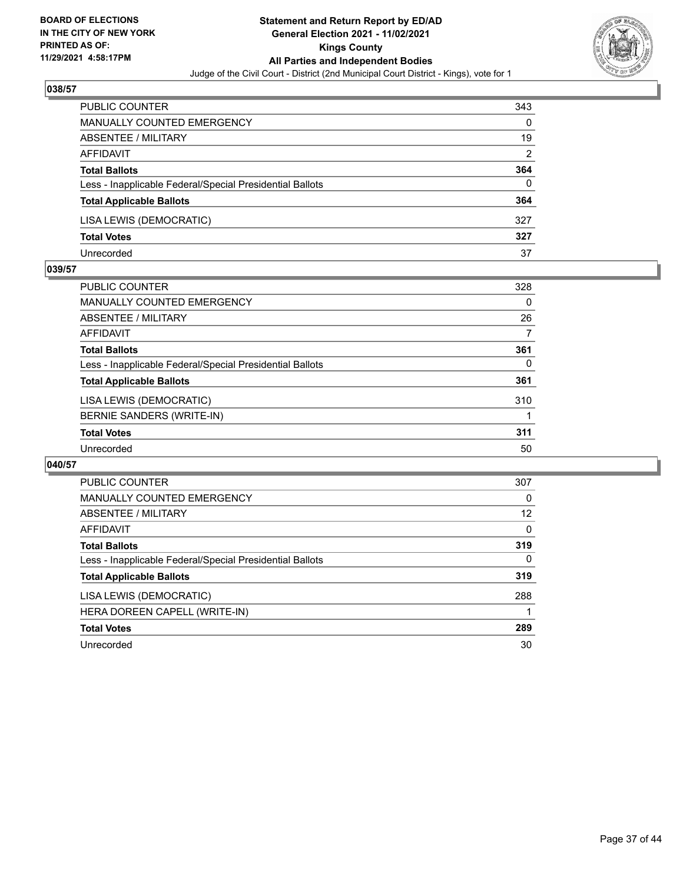## 038/57

| | |
|---|---|
| PUBLIC COUNTER | 343 |
| MANUALLY COUNTED EMERGENCY | 0 |
| ABSENTEE / MILITARY | 19 |
| AFFIDAVIT | 2 |
| **Total Ballots** | **364** |
| Less - Inapplicable Federal/Special Presidential Ballots | 0 |
| **Total Applicable Ballots** | **364** |
| LISA LEWIS (DEMOCRATIC) | 327 |
| **Total Votes** | **327** |
| Unrecorded | 37 |

## 039/57

| | |
|---|---|
| PUBLIC COUNTER | 328 |
| MANUALLY COUNTED EMERGENCY | 0 |
| ABSENTEE / MILITARY | 26 |
| AFFIDAVIT | 7 |
| **Total Ballots** | **361** |
| Less - Inapplicable Federal/Special Presidential Ballots | 0 |
| **Total Applicable Ballots** | **361** |
| LISA LEWIS (DEMOCRATIC) | 310 |
| BERNIE SANDERS (WRITE-IN) | 1 |
| **Total Votes** | **311** |
| Unrecorded | 50 |

## 040/57

| | |
|---|---|
| PUBLIC COUNTER | 307 |
| MANUALLY COUNTED EMERGENCY | 0 |
| ABSENTEE / MILITARY | 12 |
| AFFIDAVIT | 0 |
| **Total Ballots** | **319** |
| Less - Inapplicable Federal/Special Presidential Ballots | 0 |
| **Total Applicable Ballots** | **319** |
| LISA LEWIS (DEMOCRATIC) | 288 |
| HERA DOREEN CAPELL (WRITE-IN) | 1 |
| **Total Votes** | **289** |
| Unrecorded | 30 |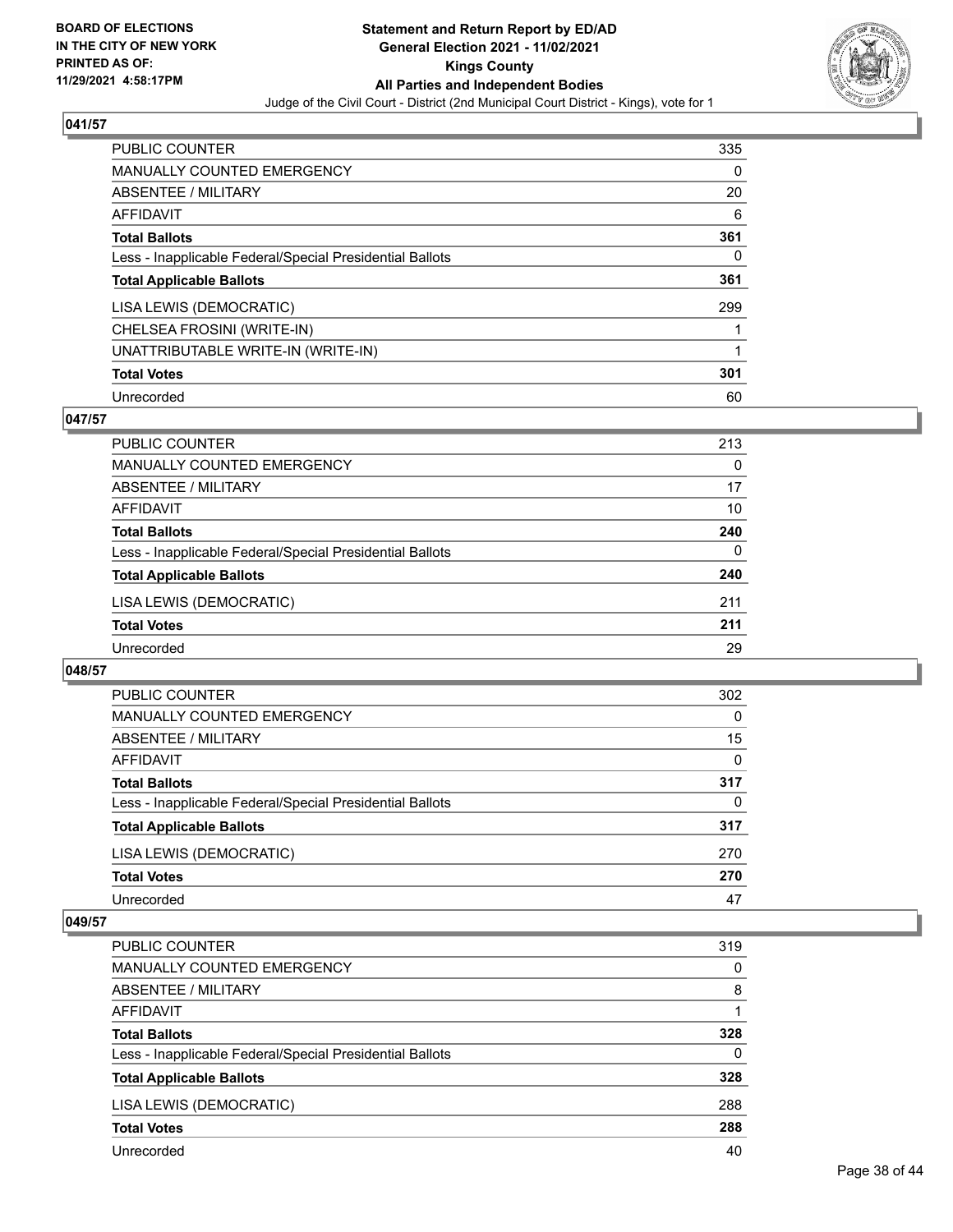**BOARD OF ELECTIONS IN THE CITY OF NEW YORK PRINTED AS OF: 11/29/2021 4:58:17PM**

**Statement and Return Report by ED/AD**
**General Election 2021 - 11/02/2021**
**Kings County**
**All Parties and Independent Bodies**
Judge of the Civil Court - District (2nd Municipal Court District - Kings), vote for 1

**041/57**

| | |
|---|---|
| PUBLIC COUNTER | 335 |
| MANUALLY COUNTED EMERGENCY | 0 |
| ABSENTEE / MILITARY | 20 |
| AFFIDAVIT | 6 |
| **Total Ballots** | **361** |
| Less - Inapplicable Federal/Special Presidential Ballots | 0 |
| **Total Applicable Ballots** | **361** |
| LISA LEWIS (DEMOCRATIC) | 299 |
| CHELSEA FROSINI (WRITE-IN) | 1 |
| UNATTRIBUTABLE WRITE-IN (WRITE-IN) | 1 |
| **Total Votes** | **301** |
| Unrecorded | 60 |

**047/57**

| | |
|---|---|
| PUBLIC COUNTER | 213 |
| MANUALLY COUNTED EMERGENCY | 0 |
| ABSENTEE / MILITARY | 17 |
| AFFIDAVIT | 10 |
| **Total Ballots** | **240** |
| Less - Inapplicable Federal/Special Presidential Ballots | 0 |
| **Total Applicable Ballots** | **240** |
| LISA LEWIS (DEMOCRATIC) | 211 |
| **Total Votes** | **211** |
| Unrecorded | 29 |

**048/57**

| | |
|---|---|
| PUBLIC COUNTER | 302 |
| MANUALLY COUNTED EMERGENCY | 0 |
| ABSENTEE / MILITARY | 15 |
| AFFIDAVIT | 0 |
| **Total Ballots** | **317** |
| Less - Inapplicable Federal/Special Presidential Ballots | 0 |
| **Total Applicable Ballots** | **317** |
| LISA LEWIS (DEMOCRATIC) | 270 |
| **Total Votes** | **270** |
| Unrecorded | 47 |

**049/57**

| | |
|---|---|
| PUBLIC COUNTER | 319 |
| MANUALLY COUNTED EMERGENCY | 0 |
| ABSENTEE / MILITARY | 8 |
| AFFIDAVIT | 1 |
| **Total Ballots** | **328** |
| Less - Inapplicable Federal/Special Presidential Ballots | 0 |
| **Total Applicable Ballots** | **328** |
| LISA LEWIS (DEMOCRATIC) | 288 |
| **Total Votes** | **288** |
| Unrecorded | 40 |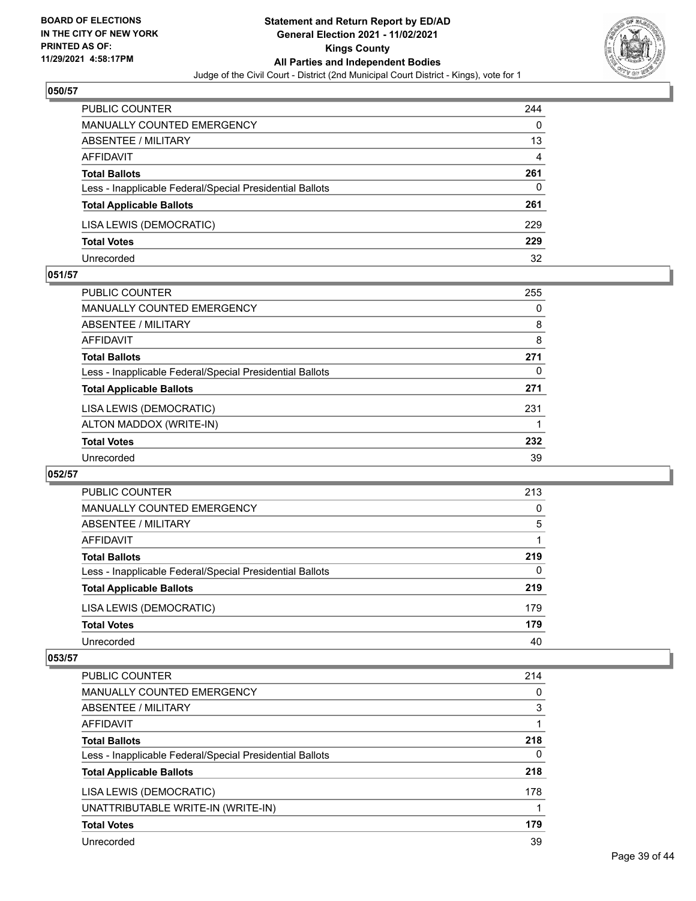## 050/57

| | |
|---|---|
| PUBLIC COUNTER | 244 |
| MANUALLY COUNTED EMERGENCY | 0 |
| ABSENTEE / MILITARY | 13 |
| AFFIDAVIT | 4 |
| **Total Ballots** | **261** |
| Less - Inapplicable Federal/Special Presidential Ballots | 0 |
| **Total Applicable Ballots** | **261** |
| LISA LEWIS (DEMOCRATIC) | 229 |
| **Total Votes** | **229** |
| Unrecorded | 32 |

## 051/57

| | |
|---|---|
| PUBLIC COUNTER | 255 |
| MANUALLY COUNTED EMERGENCY | 0 |
| ABSENTEE / MILITARY | 8 |
| AFFIDAVIT | 8 |
| **Total Ballots** | **271** |
| Less - Inapplicable Federal/Special Presidential Ballots | 0 |
| **Total Applicable Ballots** | **271** |
| LISA LEWIS (DEMOCRATIC) | 231 |
| ALTON MADDOX (WRITE-IN) | 1 |
| **Total Votes** | **232** |
| Unrecorded | 39 |

## 052/57

| | |
|---|---|
| PUBLIC COUNTER | 213 |
| MANUALLY COUNTED EMERGENCY | 0 |
| ABSENTEE / MILITARY | 5 |
| AFFIDAVIT | 1 |
| **Total Ballots** | **219** |
| Less - Inapplicable Federal/Special Presidential Ballots | 0 |
| **Total Applicable Ballots** | **219** |
| LISA LEWIS (DEMOCRATIC) | 179 |
| **Total Votes** | **179** |
| Unrecorded | 40 |

## 053/57

| | |
|---|---|
| PUBLIC COUNTER | 214 |
| MANUALLY COUNTED EMERGENCY | 0 |
| ABSENTEE / MILITARY | 3 |
| AFFIDAVIT | 1 |
| **Total Ballots** | **218** |
| Less - Inapplicable Federal/Special Presidential Ballots | 0 |
| **Total Applicable Ballots** | **218** |
| LISA LEWIS (DEMOCRATIC) | 178 |
| UNATTRIBUTABLE WRITE-IN (WRITE-IN) | 1 |
| **Total Votes** | **179** |
| Unrecorded | 39 |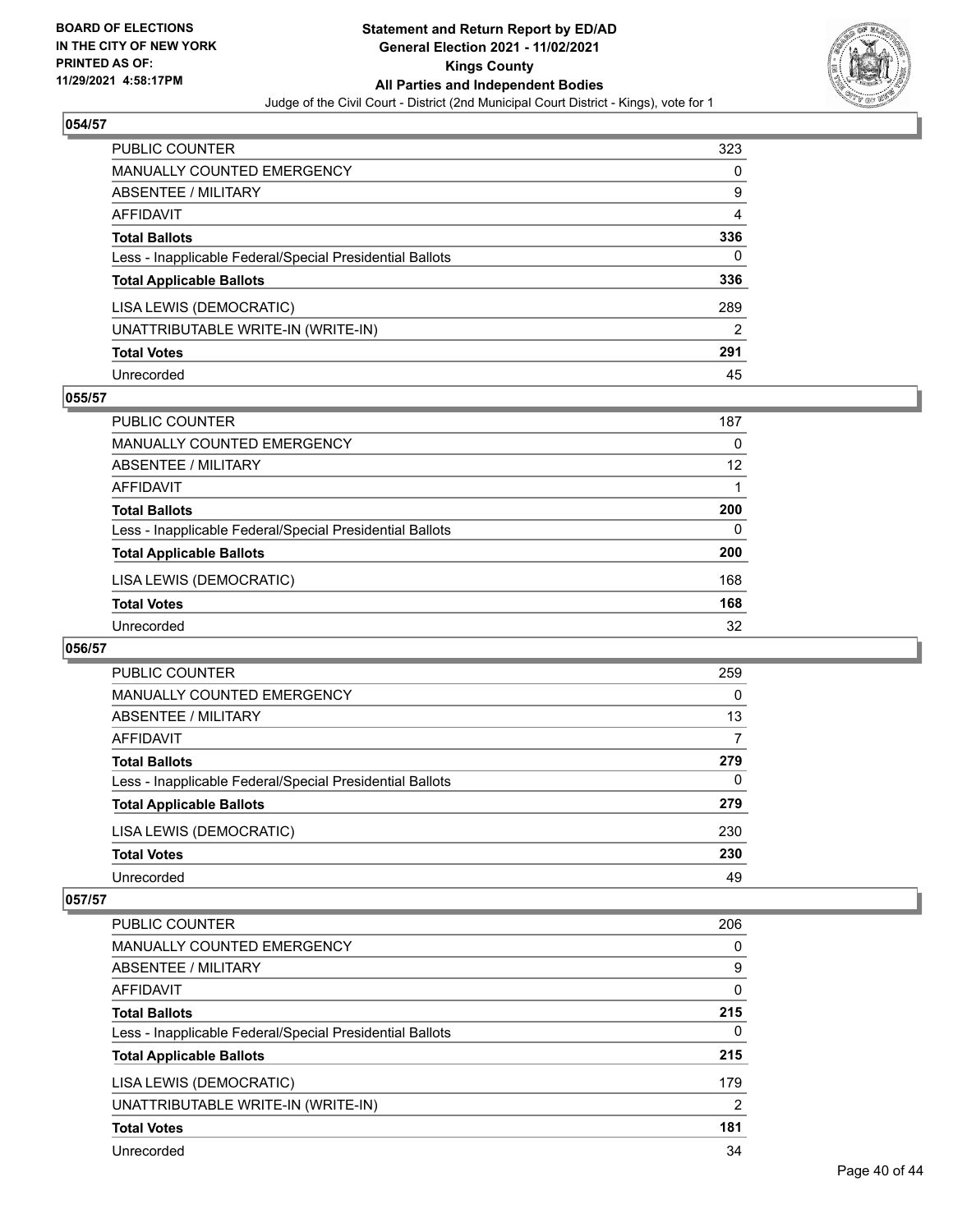## 054/57

| | |
|---|---|
| PUBLIC COUNTER | 323 |
| MANUALLY COUNTED EMERGENCY | 0 |
| ABSENTEE / MILITARY | 9 |
| AFFIDAVIT | 4 |
| **Total Ballots** | **336** |
| Less - Inapplicable Federal/Special Presidential Ballots | 0 |
| **Total Applicable Ballots** | **336** |
| LISA LEWIS (DEMOCRATIC) | 289 |
| UNATTRIBUTABLE WRITE-IN (WRITE-IN) | 2 |
| **Total Votes** | **291** |
| Unrecorded | 45 |

## 055/57

| | |
|---|---|
| PUBLIC COUNTER | 187 |
| MANUALLY COUNTED EMERGENCY | 0 |
| ABSENTEE / MILITARY | 12 |
| AFFIDAVIT | 1 |
| **Total Ballots** | **200** |
| Less - Inapplicable Federal/Special Presidential Ballots | 0 |
| **Total Applicable Ballots** | **200** |
| LISA LEWIS (DEMOCRATIC) | 168 |
| **Total Votes** | **168** |
| Unrecorded | 32 |

## 056/57

| | |
|---|---|
| PUBLIC COUNTER | 259 |
| MANUALLY COUNTED EMERGENCY | 0 |
| ABSENTEE / MILITARY | 13 |
| AFFIDAVIT | 7 |
| **Total Ballots** | **279** |
| Less - Inapplicable Federal/Special Presidential Ballots | 0 |
| **Total Applicable Ballots** | **279** |
| LISA LEWIS (DEMOCRATIC) | 230 |
| **Total Votes** | **230** |
| Unrecorded | 49 |

## 057/57

| | |
|---|---|
| PUBLIC COUNTER | 206 |
| MANUALLY COUNTED EMERGENCY | 0 |
| ABSENTEE / MILITARY | 9 |
| AFFIDAVIT | 0 |
| **Total Ballots** | **215** |
| Less - Inapplicable Federal/Special Presidential Ballots | 0 |
| **Total Applicable Ballots** | **215** |
| LISA LEWIS (DEMOCRATIC) | 179 |
| UNATTRIBUTABLE WRITE-IN (WRITE-IN) | 2 |
| **Total Votes** | **181** |
| Unrecorded | 34 |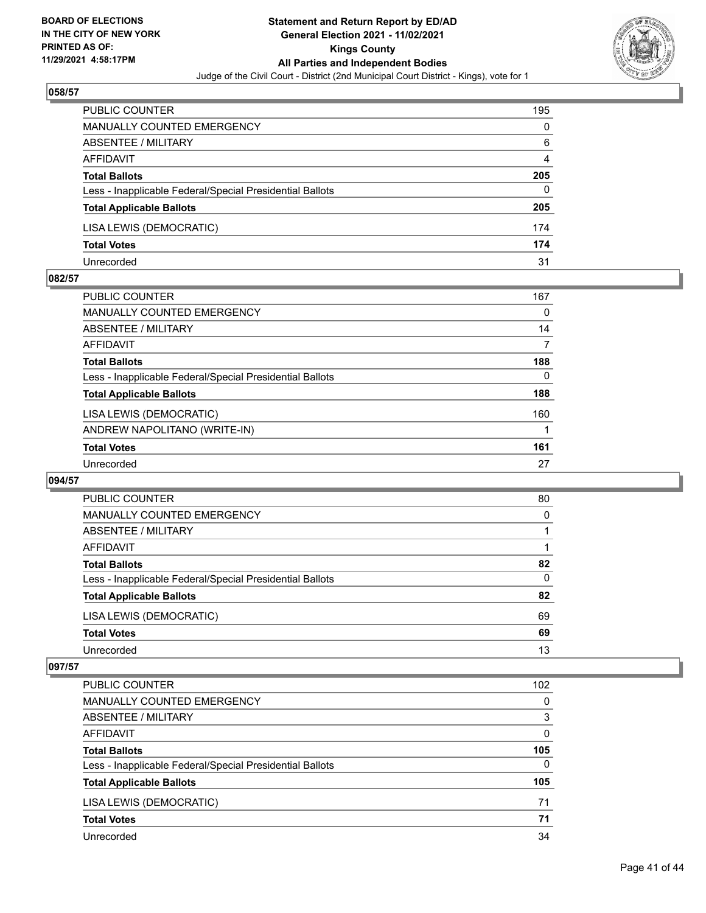## 058/57

| | |
|---|---|
| PUBLIC COUNTER | 195 |
| MANUALLY COUNTED EMERGENCY | 0 |
| ABSENTEE / MILITARY | 6 |
| AFFIDAVIT | 4 |
| **Total Ballots** | **205** |
| Less - Inapplicable Federal/Special Presidential Ballots | 0 |
| **Total Applicable Ballots** | **205** |
| LISA LEWIS (DEMOCRATIC) | 174 |
| **Total Votes** | **174** |
| Unrecorded | 31 |

## 082/57

| | |
|---|---|
| PUBLIC COUNTER | 167 |
| MANUALLY COUNTED EMERGENCY | 0 |
| ABSENTEE / MILITARY | 14 |
| AFFIDAVIT | 7 |
| **Total Ballots** | **188** |
| Less - Inapplicable Federal/Special Presidential Ballots | 0 |
| **Total Applicable Ballots** | **188** |
| LISA LEWIS (DEMOCRATIC) | 160 |
| ANDREW NAPOLITANO (WRITE-IN) | 1 |
| **Total Votes** | **161** |
| Unrecorded | 27 |

## 094/57

| | |
|---|---|
| PUBLIC COUNTER | 80 |
| MANUALLY COUNTED EMERGENCY | 0 |
| ABSENTEE / MILITARY | 1 |
| AFFIDAVIT | 1 |
| **Total Ballots** | **82** |
| Less - Inapplicable Federal/Special Presidential Ballots | 0 |
| **Total Applicable Ballots** | **82** |
| LISA LEWIS (DEMOCRATIC) | 69 |
| **Total Votes** | **69** |
| Unrecorded | 13 |

## 097/57

| | |
|---|---|
| PUBLIC COUNTER | 102 |
| MANUALLY COUNTED EMERGENCY | 0 |
| ABSENTEE / MILITARY | 3 |
| AFFIDAVIT | 0 |
| **Total Ballots** | **105** |
| Less - Inapplicable Federal/Special Presidential Ballots | 0 |
| **Total Applicable Ballots** | **105** |
| LISA LEWIS (DEMOCRATIC) | 71 |
| **Total Votes** | **71** |
| Unrecorded | 34 |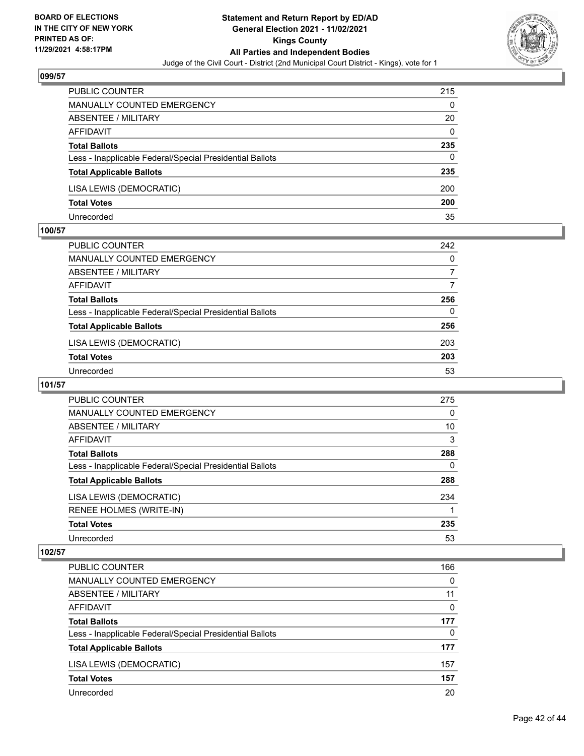## 099/57

| | |
|---|---|
| PUBLIC COUNTER | 215 |
| MANUALLY COUNTED EMERGENCY | 0 |
| ABSENTEE / MILITARY | 20 |
| AFFIDAVIT | 0 |
| **Total Ballots** | **235** |
| Less - Inapplicable Federal/Special Presidential Ballots | 0 |
| **Total Applicable Ballots** | **235** |
| LISA LEWIS (DEMOCRATIC) | 200 |
| **Total Votes** | **200** |
| Unrecorded | 35 |

## 100/57

| | |
|---|---|
| PUBLIC COUNTER | 242 |
| MANUALLY COUNTED EMERGENCY | 0 |
| ABSENTEE / MILITARY | 7 |
| AFFIDAVIT | 7 |
| **Total Ballots** | **256** |
| Less - Inapplicable Federal/Special Presidential Ballots | 0 |
| **Total Applicable Ballots** | **256** |
| LISA LEWIS (DEMOCRATIC) | 203 |
| **Total Votes** | **203** |
| Unrecorded | 53 |

## 101/57

| | |
|---|---|
| PUBLIC COUNTER | 275 |
| MANUALLY COUNTED EMERGENCY | 0 |
| ABSENTEE / MILITARY | 10 |
| AFFIDAVIT | 3 |
| **Total Ballots** | **288** |
| Less - Inapplicable Federal/Special Presidential Ballots | 0 |
| **Total Applicable Ballots** | **288** |
| LISA LEWIS (DEMOCRATIC) | 234 |
| RENEE HOLMES (WRITE-IN) | 1 |
| **Total Votes** | **235** |
| Unrecorded | 53 |

## 102/57

| | |
|---|---|
| PUBLIC COUNTER | 166 |
| MANUALLY COUNTED EMERGENCY | 0 |
| ABSENTEE / MILITARY | 11 |
| AFFIDAVIT | 0 |
| **Total Ballots** | **177** |
| Less - Inapplicable Federal/Special Presidential Ballots | 0 |
| **Total Applicable Ballots** | **177** |
| LISA LEWIS (DEMOCRATIC) | 157 |
| **Total Votes** | **157** |
| Unrecorded | 20 |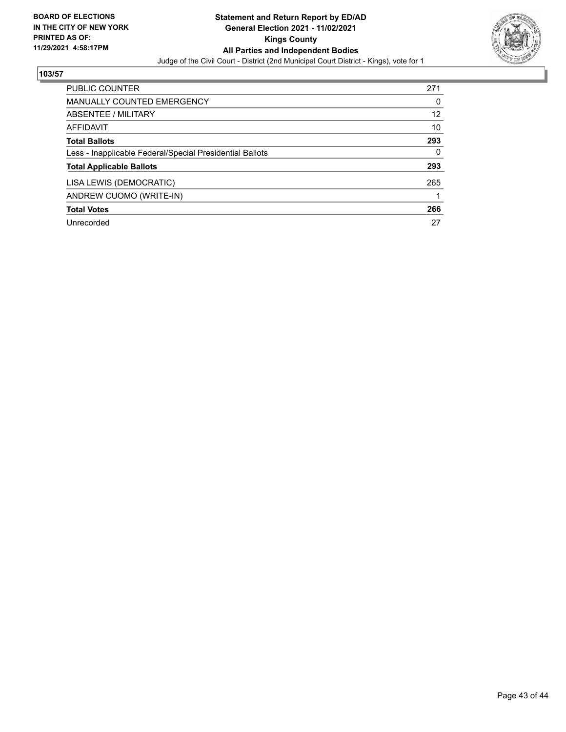**BOARD OF ELECTIONS IN THE CITY OF NEW YORK PRINTED AS OF: 11/29/2021 4:58:17PM**

**Statement and Return Report by ED/AD General Election 2021 - 11/02/2021 Kings County All Parties and Independent Bodies**

Judge of the Civil Court - District (2nd Municipal Court District - Kings), vote for 1

## 103/57

| | |
|---|---|
| PUBLIC COUNTER | 271 |
| MANUALLY COUNTED EMERGENCY | 0 |
| ABSENTEE / MILITARY | 12 |
| AFFIDAVIT | 10 |
| **Total Ballots** | **293** |
| Less - Inapplicable Federal/Special Presidential Ballots | 0 |
| **Total Applicable Ballots** | **293** |
| LISA LEWIS (DEMOCRATIC) | 265 |
| ANDREW CUOMO (WRITE-IN) | 1 |
| **Total Votes** | **266** |
| Unrecorded | 27 |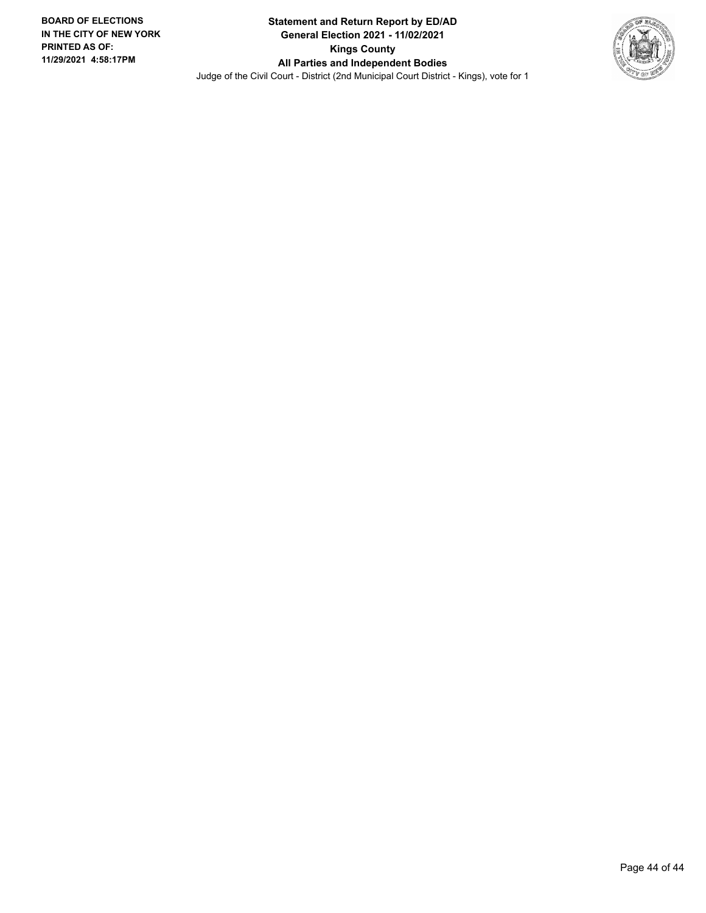BOARD OF ELECTIONS
IN THE CITY OF NEW YORK
PRINTED AS OF:
11/29/2021 4:58:17PM

**Statement and Return Report by ED/AD**
**General Election 2021 - 11/02/2021**
**Kings County**
**All Parties and Independent Bodies**
Judge of the Civil Court - District (2nd Municipal Court District - Kings), vote for 1